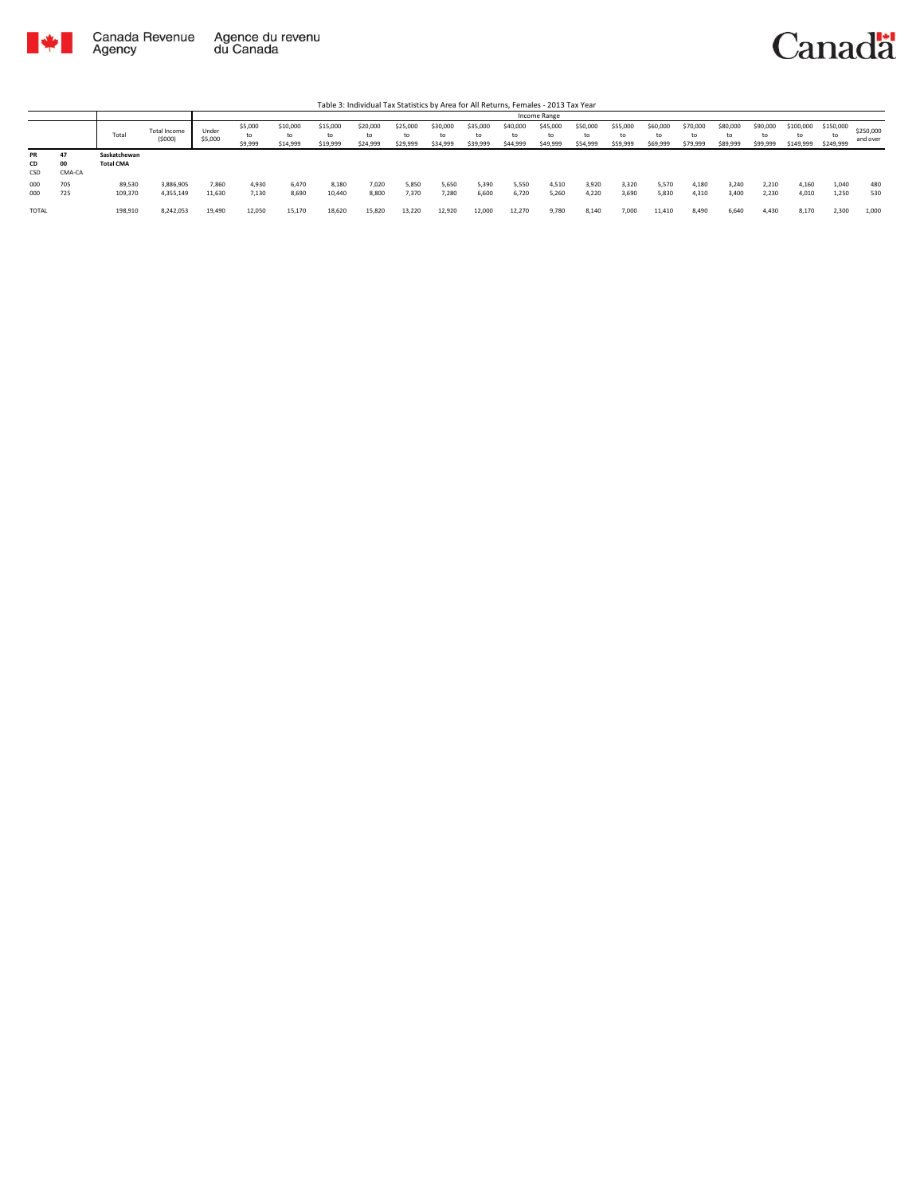Canada Revenue Agency / Agence du revenu du Canada

Canada

Table 3: Individual Tax Statistics by Area for All Returns, Females - 2013 Tax Year

| | | Total | Total Income ($000) | Income Range | | | | | | | | | | | | | | | | | | | | |
|---|---|---|---|---|---|---|---|---|---|---|---|---|---|---|---|---|---|---|---|---|---|---|---|---|
| | | | | Under $5,000 | $5,000 to $9,999 | $10,000 to $14,999 | $15,000 to $19,999 | $20,000 to $24,999 | $25,000 to $29,999 | $30,000 to $34,999 | $35,000 to $39,999 | $40,000 to $44,999 | $45,000 to $49,999 | $50,000 to $54,999 | $55,000 to $59,999 | $60,000 to $69,999 | $70,000 to $79,999 | $80,000 to $89,999 | $90,000 to $99,999 | $100,000 to $149,999 | $150,000 to $249,999 | $250,000 and over |
| PR | 47 | Saskatchewan | | | | | | | | | | | | | | | | | | | | |
| CD | 00 | Total CMA | | | | | | | | | | | | | | | | | | | | |
| CSD | CMA-CA | | | | | | | | | | | | | | | | | | | | | |
| 000 | 705 | 89,530 | 3,886,905 | 7,860 | 4,930 | 6,470 | 8,180 | 7,020 | 5,850 | 5,650 | 5,390 | 5,550 | 4,510 | 3,920 | 3,320 | 5,570 | 4,180 | 3,240 | 2,210 | 4,160 | 1,040 | 480 |
| 000 | 725 | 109,370 | 4,355,149 | 11,630 | 7,130 | 8,690 | 10,440 | 8,800 | 7,370 | 7,280 | 6,600 | 6,720 | 5,260 | 4,220 | 3,690 | 5,830 | 4,310 | 3,400 | 2,230 | 4,010 | 1,250 | 530 |
| TOTAL | | 198,910 | 8,242,053 | 19,490 | 12,050 | 15,170 | 18,620 | 15,820 | 13,220 | 12,920 | 12,000 | 12,270 | 9,780 | 8,140 | 7,000 | 11,410 | 8,490 | 6,640 | 4,430 | 8,170 | 2,300 | 1,000 |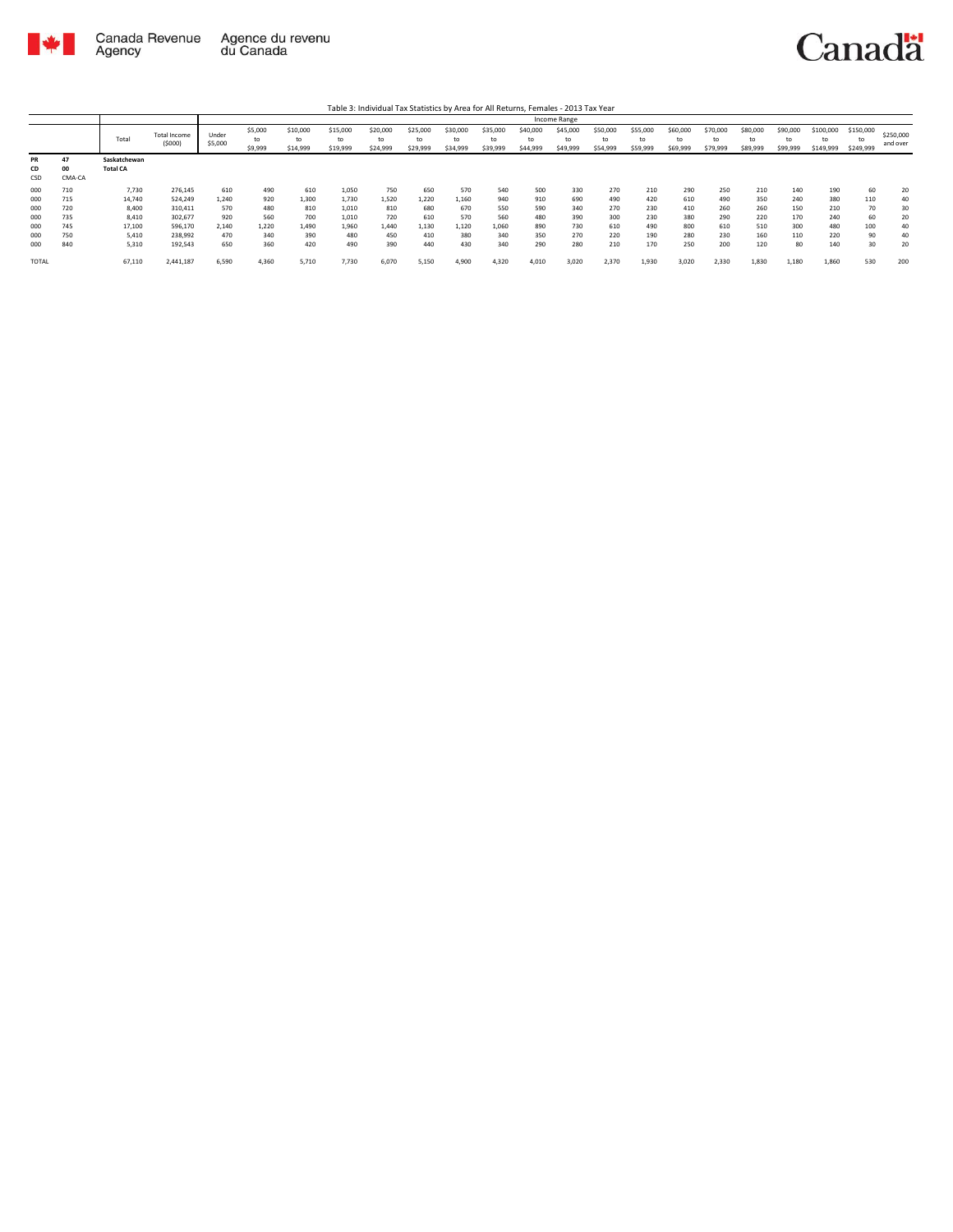Table 3: Individual Tax Statistics by Area for All Returns, Females - 2013 Tax Year

| | | Total | Total Income ($000) | Income Range | | | | | | | | | | | | | | | | | | | | |
|---|---|---|---|---|---|---|---|---|---|---|---|---|---|---|---|---|---|---|---|---|---|---|---|---|
| | | | | Under $5,000 | $5,000 to $9,999 | $10,000 to $14,999 | $15,000 to $19,999 | $20,000 to $24,999 | $25,000 to $29,999 | $30,000 to $34,999 | $35,000 to $39,999 | $40,000 to $44,999 | $45,000 to $49,999 | $50,000 to $54,999 | $55,000 to $59,999 | $60,000 to $69,999 | $70,000 to $79,999 | $80,000 to $89,999 | $90,000 to $99,999 | $100,000 to $149,999 | $150,000 to $249,999 | $250,000 and over |
| PR | 47 | Saskatchewan | | | | | | | | | | | | | | | | | | | | |
| CD | 00 | Total CA | | | | | | | | | | | | | | | | | | | | |
| CSD | CMA-CA | | | | | | | | | | | | | | | | | | | | | |
| 000 | 710 | 7,730 | 276,145 | 610 | 490 | 610 | 1,050 | 750 | 650 | 570 | 540 | 500 | 330 | 270 | 210 | 290 | 250 | 210 | 140 | 190 | 60 | 20 |
| 000 | 715 | 14,740 | 524,249 | 1,240 | 920 | 1,300 | 1,730 | 1,520 | 1,220 | 1,160 | 940 | 910 | 690 | 490 | 420 | 610 | 490 | 350 | 240 | 380 | 110 | 40 |
| 000 | 720 | 8,400 | 310,411 | 570 | 480 | 810 | 1,010 | 810 | 680 | 670 | 550 | 590 | 340 | 270 | 230 | 410 | 260 | 260 | 150 | 210 | 70 | 30 |
| 000 | 735 | 8,410 | 302,677 | 920 | 560 | 700 | 1,010 | 720 | 610 | 570 | 560 | 480 | 390 | 300 | 230 | 380 | 290 | 220 | 170 | 240 | 60 | 20 |
| 000 | 745 | 17,100 | 596,170 | 2,140 | 1,220 | 1,490 | 1,960 | 1,440 | 1,130 | 1,120 | 1,060 | 890 | 730 | 610 | 490 | 800 | 610 | 510 | 300 | 480 | 100 | 40 |
| 000 | 750 | 5,410 | 238,992 | 470 | 340 | 390 | 480 | 450 | 410 | 380 | 340 | 350 | 270 | 220 | 190 | 280 | 230 | 160 | 110 | 220 | 90 | 40 |
| 000 | 840 | 5,310 | 192,543 | 650 | 360 | 420 | 490 | 390 | 440 | 430 | 340 | 290 | 280 | 210 | 170 | 250 | 200 | 120 | 80 | 140 | 30 | 20 |
| TOTAL | | 67,110 | 2,441,187 | 6,590 | 4,360 | 5,710 | 7,730 | 6,070 | 5,150 | 4,900 | 4,320 | 4,010 | 3,020 | 2,370 | 1,930 | 3,020 | 2,330 | 1,830 | 1,180 | 1,860 | 530 | 200 |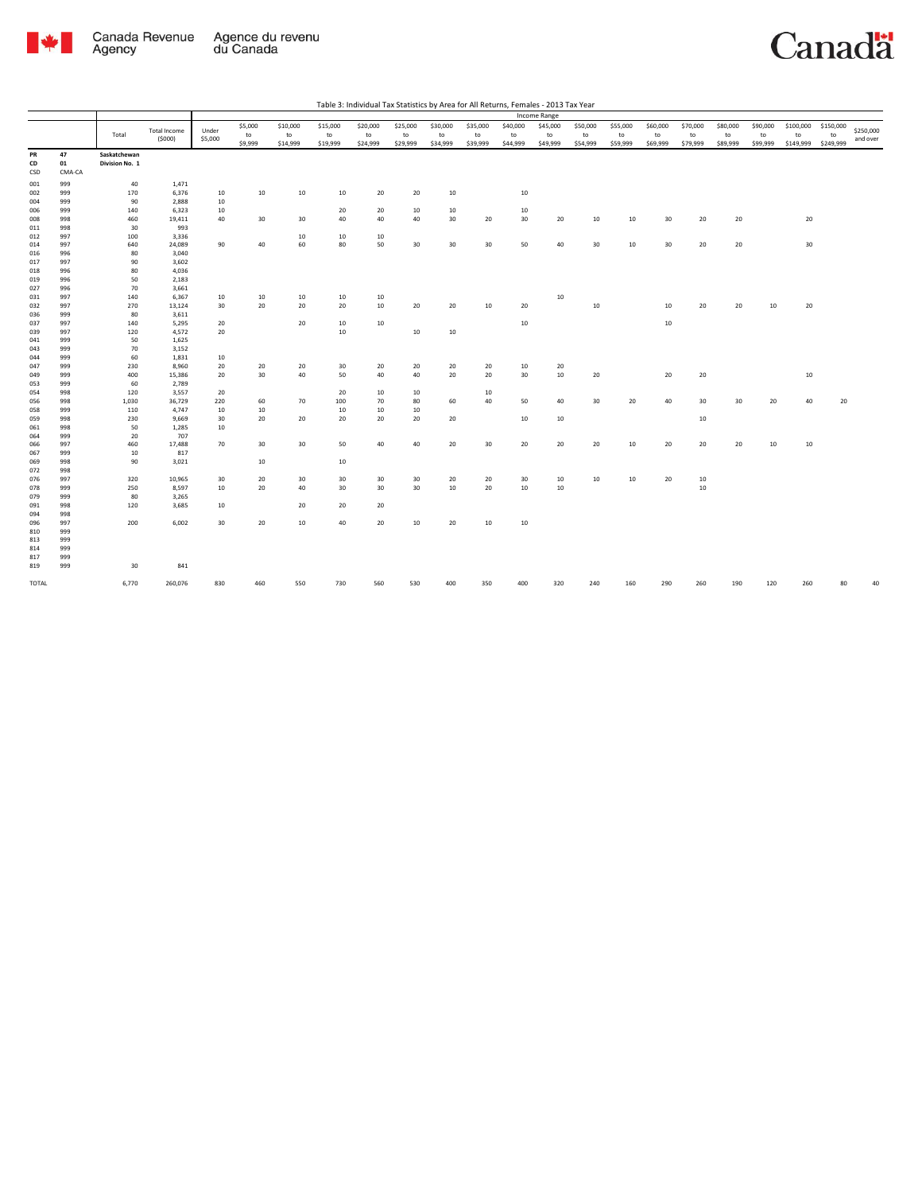Table 3: Individual Tax Statistics by Area for All Returns, Females - 2013 Tax Year

| | | Total | Total Income ($000) | Income Range | | | | | | | | | | | | | | | | | | |
|---|---|---|---|---|---|---|---|---|---|---|---|---|---|---|---|---|---|---|---|---|---|---|
| | | | | Under $5,000 | $5,000 to $9,999 | $10,000 to $14,999 | $15,000 to $19,999 | $20,000 to $24,999 | $25,000 to $29,999 | $30,000 to $34,999 | $35,000 to $39,999 | $40,000 to $44,999 | $45,000 to $49,999 | $50,000 to $54,999 | $55,000 to $59,999 | $60,000 to $69,999 | $70,000 to $79,999 | $80,000 to $89,999 | $90,000 to $99,999 | $100,000 to $149,999 | $150,000 to $249,999 | $250,000 and over |
| PR | 47 | Saskatchewan | | | | | | | | | | | | | | | | | | | | |
| CD | 01 | Division No. 1 | | | | | | | | | | | | | | | | | | | | |
| CSD | CMA-CA | | | | | | | | | | | | | | | | | | | | | |
| 001 | 999 | 40 | 1,471 | | | | | | | | | | | | | | | | | | | |
| 002 | 999 | 170 | 6,376 | 10 | 10 | 10 | 10 | 20 | 20 | 10 | | 10 | | | | | | | | | | |
| 004 | 999 | 90 | 2,888 | 10 | | | | | | | | | | | | | | | | | | |
| 006 | 999 | 140 | 6,323 | 10 | | | 20 | 20 | 10 | 10 | | 10 | | | | | | | | | | |
| 008 | 998 | 460 | 19,411 | 40 | 30 | 30 | 40 | 40 | 40 | 30 | 20 | 30 | 20 | 10 | 10 | 30 | 20 | 20 | | 20 | | |
| 011 | 998 | 30 | 993 | | | | | | | | | | | | | | | | | | | |
| 012 | 997 | 100 | 3,336 | | | 10 | 10 | 10 | | | | | | | | | | | | | | |
| 014 | 997 | 640 | 24,089 | 90 | 40 | 60 | 80 | 50 | 30 | 30 | 30 | 50 | 40 | 30 | 10 | 30 | 20 | 20 | | 30 | | |
| 016 | 996 | 80 | 3,040 | | | | | | | | | | | | | | | | | | | |
| 017 | 997 | 90 | 3,602 | | | | | | | | | | | | | | | | | | | |
| 018 | 996 | 80 | 4,036 | | | | | | | | | | | | | | | | | | | |
| 019 | 996 | 50 | 2,183 | | | | | | | | | | | | | | | | | | | |
| 027 | 996 | 70 | 3,661 | | | | | | | | | | | | | | | | | | | |
| 031 | 997 | 140 | 6,367 | 10 | 10 | 10 | 10 | 10 | | | | | 10 | | | | | | | | | |
| 032 | 997 | 270 | 13,124 | 30 | 20 | 20 | 20 | 10 | 20 | 20 | 10 | 20 | | 10 | | 10 | 20 | 20 | 10 | 20 | | |
| 036 | 999 | 80 | 3,611 | | | | | | | | | | | | | | | | | | | |
| 037 | 997 | 140 | 5,295 | 20 | | 20 | 10 | 10 | | | | 10 | | | | 10 | | | | | | |
| 039 | 997 | 120 | 4,572 | 20 | | | 10 | | 10 | 10 | | | | | | | | | | | | |
| 041 | 999 | 50 | 1,625 | | | | | | | | | | | | | | | | | | | |
| 043 | 999 | 70 | 3,152 | | | | | | | | | | | | | | | | | | | |
| 044 | 999 | 60 | 1,831 | 10 | | | | | | | | | | | | | | | | | | |
| 047 | 999 | 230 | 8,960 | 20 | 20 | 20 | 30 | 20 | 20 | 20 | 20 | 10 | 20 | | | | | | | | | |
| 049 | 999 | 400 | 15,386 | 20 | 30 | 40 | 50 | 40 | 40 | 20 | 20 | 30 | 10 | 20 | | 20 | 20 | | | 10 | | |
| 053 | 999 | 60 | 2,789 | | | | | | | | | | | | | | | | | | | |
| 054 | 998 | 120 | 3,557 | 20 | | | 20 | 10 | 10 | | 10 | | | | | | | | | | | |
| 056 | 998 | 1,030 | 36,729 | 220 | 60 | 70 | 100 | 70 | 80 | 60 | 40 | 50 | 40 | 30 | 20 | 40 | 30 | 30 | 20 | 40 | 20 | |
| 058 | 999 | 110 | 4,747 | 10 | 10 | | 10 | 10 | 10 | | | | | | | | | | | | | |
| 059 | 998 | 230 | 9,669 | 30 | 20 | 20 | 20 | 20 | 20 | 20 | | 10 | 10 | | | | 10 | | | | | |
| 061 | 998 | 50 | 1,285 | 10 | | | | | | | | | | | | | | | | | | |
| 064 | 999 | 20 | 707 | | | | | | | | | | | | | | | | | | | |
| 066 | 997 | 460 | 17,488 | 70 | 30 | 30 | 50 | 40 | 40 | 20 | 30 | 20 | 20 | 20 | 10 | 20 | 20 | 20 | 10 | 10 | | |
| 067 | 999 | 10 | 817 | | | | | | | | | | | | | | | | | | | |
| 069 | 998 | 90 | 3,021 | | 10 | | 10 | | | | | | | | | | | | | | | |
| 072 | 998 | | | | | | | | | | | | | | | | | | | | | |
| 076 | 997 | 320 | 10,965 | 30 | 20 | 30 | 30 | 30 | 30 | 20 | 20 | 30 | 10 | 10 | 10 | 20 | 10 | | | | | |
| 078 | 999 | 250 | 8,597 | 10 | 20 | 40 | 30 | 30 | 30 | 10 | 20 | 10 | 10 | | | | 10 | | | | | |
| 079 | 999 | 80 | 3,265 | | | | | | | | | | | | | | | | | | | |
| 091 | 998 | 120 | 3,685 | 10 | | 20 | 20 | 20 | | | | | | | | | | | | | | |
| 094 | 998 | | | | | | | | | | | | | | | | | | | | | |
| 096 | 997 | 200 | 6,002 | 30 | 20 | 10 | 40 | 20 | 10 | 20 | 10 | 10 | | | | | | | | | | |
| 810 | 999 | | | | | | | | | | | | | | | | | | | | | |
| 813 | 999 | | | | | | | | | | | | | | | | | | | | | |
| 814 | 999 | | | | | | | | | | | | | | | | | | | | | |
| 817 | 999 | | | | | | | | | | | | | | | | | | | | | |
| 819 | 999 | 30 | 841 | | | | | | | | | | | | | | | | | | | |
| TOTAL | | 6,770 | 260,076 | 830 | 460 | 550 | 730 | 560 | 530 | 400 | 350 | 400 | 320 | 240 | 160 | 290 | 260 | 190 | 120 | 260 | 80 | 40 |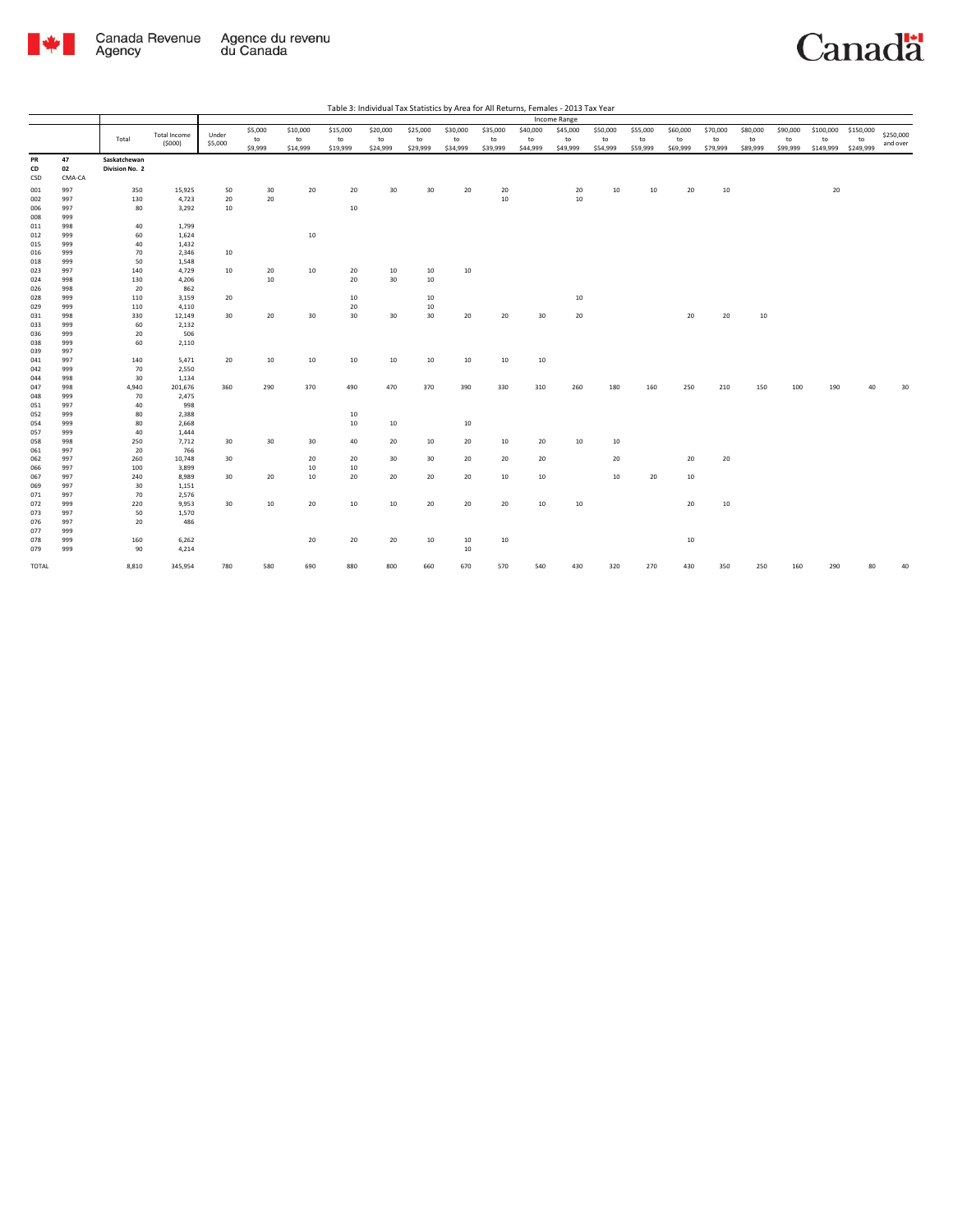Table 3: Individual Tax Statistics by Area for All Returns, Females - 2013 Tax Year

| | | Total | Total Income ($000) | Income Range | | | | | | | | | | | | | | | | | | |
|---|---|---|---|---|---|---|---|---|---|---|---|---|---|---|---|---|---|---|---|---|---|---|
| | | | | Under $5,000 | $5,000 to $9,999 | $10,000 to $14,999 | $15,000 to $19,999 | $20,000 to $24,999 | $25,000 to $29,999 | $30,000 to $34,999 | $35,000 to $39,999 | $40,000 to $44,999 | $45,000 to $49,999 | $50,000 to $54,999 | $55,000 to $59,999 | $60,000 to $69,999 | $70,000 to $79,999 | $80,000 to $89,999 | $90,000 to $99,999 | $100,000 to $149,999 | $150,000 to $249,999 | $250,000 and over |
| PR 47 | | Saskatchewan | | | | | | | | | | | | | | | | | | | | |
| CD 02 | | Division No. 2 | | | | | | | | | | | | | | | | | | | | |
| CSD | CMA-CA | | | | | | | | | | | | | | | | | | | | | |
| 001 | 997 | 350 | 15,925 | 50 | 30 | 20 | 20 | 30 | 30 | 20 | 20 | | 20 | 10 | 10 | 20 | 10 | | | 20 | | |
| 002 | 997 | 130 | 4,723 | 20 | 20 | | | | | | 10 | | 10 | | | | | | | | | |
| 006 | 997 | 80 | 3,292 | 10 | | | 10 | | | | | | | | | | | | | | | |
| 008 | 999 | | | | | | | | | | | | | | | | | | | | | |
| 011 | 998 | 40 | 1,799 | | | | | | | | | | | | | | | | | | | |
| 012 | 999 | 60 | 1,624 | | | 10 | | | | | | | | | | | | | | | | |
| 015 | 999 | 40 | 1,432 | | | | | | | | | | | | | | | | | | | |
| 016 | 999 | 70 | 2,346 | 10 | | | | | | | | | | | | | | | | | | |
| 018 | 999 | 50 | 1,548 | | | | | | | | | | | | | | | | | | | |
| 023 | 997 | 140 | 4,729 | 10 | 20 | 10 | 20 | 10 | 10 | 10 | | | | | | | | | | | | |
| 024 | 998 | 130 | 4,206 | | 10 | | 20 | 30 | 10 | | | | | | | | | | | | | |
| 026 | 998 | 20 | 862 | | | | | | | | | | | | | | | | | | | |
| 028 | 999 | 110 | 3,159 | 20 | | | 10 | | 10 | | | | 10 | | | | | | | | | |
| 029 | 999 | 110 | 4,110 | | | | 20 | | 10 | | | | | | | | | | | | | |
| 031 | 998 | 330 | 12,149 | 30 | 20 | 30 | 30 | 30 | 30 | 20 | 20 | 30 | 20 | | | 20 | 20 | 10 | | | | |
| 033 | 999 | 60 | 2,132 | | | | | | | | | | | | | | | | | | | |
| 036 | 999 | 20 | 506 | | | | | | | | | | | | | | | | | | | |
| 038 | 999 | 60 | 2,110 | | | | | | | | | | | | | | | | | | | |
| 039 | 997 | | | | | | | | | | | | | | | | | | | | | |
| 041 | 997 | 140 | 5,471 | 20 | 10 | 10 | 10 | 10 | 10 | 10 | 10 | 10 | | | | | | | | | | |
| 042 | 999 | 70 | 2,550 | | | | | | | | | | | | | | | | | | | |
| 044 | 998 | 30 | 1,134 | | | | | | | | | | | | | | | | | | | |
| 047 | 998 | 4,940 | 201,676 | 360 | 290 | 370 | 490 | 470 | 370 | 390 | 330 | 310 | 260 | 180 | 160 | 250 | 210 | 150 | 100 | 190 | 40 | 30 |
| 048 | 999 | 70 | 2,475 | | | | | | | | | | | | | | | | | | | |
| 051 | 997 | 40 | 998 | | | | | | | | | | | | | | | | | | | |
| 052 | 999 | 80 | 2,388 | | | | 10 | | | | | | | | | | | | | | | |
| 054 | 999 | 80 | 2,668 | | | | 10 | 10 | | 10 | | | | | | | | | | | | |
| 057 | 999 | 40 | 1,444 | | | | | | | | | | | | | | | | | | | |
| 058 | 998 | 250 | 7,712 | 30 | 30 | 30 | 40 | 20 | 10 | 20 | 10 | 20 | 10 | 10 | | | | | | | | |
| 061 | 997 | 20 | 766 | | | | | | | | | | | | | | | | | | | |
| 062 | 997 | 260 | 10,748 | 30 | | 20 | 20 | 30 | 30 | 20 | 20 | 20 | | 20 | | 20 | 20 | | | | | |
| 066 | 997 | 100 | 3,899 | | | 10 | 10 | | | | | | | | | | | | | | | |
| 067 | 997 | 240 | 8,989 | 30 | 20 | 10 | 20 | 20 | 20 | 20 | 10 | 10 | | 10 | 20 | 10 | | | | | | |
| 069 | 997 | 30 | 1,151 | | | | | | | | | | | | | | | | | | | |
| 071 | 997 | 70 | 2,576 | | | | | | | | | | | | | | | | | | | |
| 072 | 999 | 220 | 9,953 | 30 | 10 | 20 | 10 | 10 | 20 | 20 | 20 | 10 | 10 | | | 20 | 10 | | | | | |
| 073 | 997 | 50 | 1,570 | | | | | | | | | | | | | | | | | | | |
| 076 | 997 | 20 | 486 | | | | | | | | | | | | | | | | | | | |
| 077 | 999 | | | | | | | | | | | | | | | | | | | | | |
| 078 | 999 | 160 | 6,262 | | | 20 | 20 | 20 | 10 | 10 | 10 | | | | | 10 | | | | | | |
| 079 | 999 | 90 | 4,214 | | | | | | | 10 | | | | | | | | | | | | |
| TOTAL | | 8,810 | 345,954 | 780 | 580 | 690 | 880 | 800 | 660 | 670 | 570 | 540 | 430 | 320 | 270 | 430 | 350 | 250 | 160 | 290 | 80 | 40 |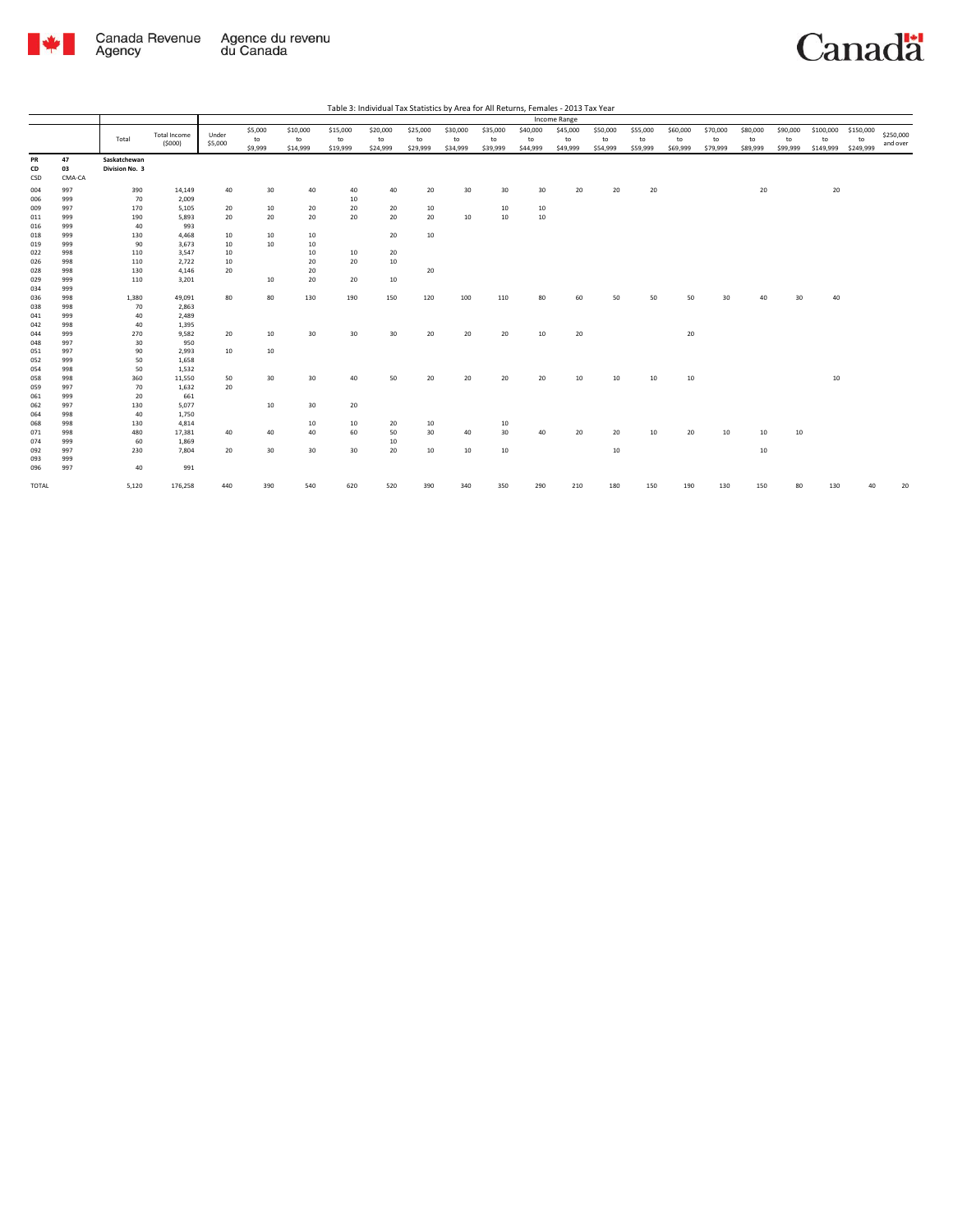Table 3: Individual Tax Statistics by Area for All Returns, Females - 2013 Tax Year

| PR<br>CD<br>CSD | 47<br>03<br>CMA-CA | Total | Total Income ($000) | Under $5,000 | $5,000 to $9,999 | $10,000 to $14,999 | $15,000 to $19,999 | $20,000 to $24,999 | $25,000 to $29,999 | $30,000 to $34,999 | $35,000 to $39,999 | $40,000 to $44,999 | $45,000 to $49,999 | $50,000 to $54,999 | $55,000 to $59,999 | $60,000 to $69,999 | $70,000 to $79,999 | $80,000 to $89,999 | $90,000 to $99,999 | $100,000 to $149,999 | $150,000 to $249,999 | $250,000 and over |
|---|---|---|---|---|---|---|---|---|---|---|---|---|---|---|---|---|---|---|---|---|---|---|
| | | **Saskatchewan Division No. 3** | | | | | | | | | | | | | | | | | | | | |
| 004 | 997 | 390 | 14,149 | 40 | 30 | 40 | 40 | 40 | 20 | 30 | 30 | 30 | 20 | 20 | 20 | | | 20 | | 20 | | |
| 006 | 999 | 70 | 2,009 | | | | 10 | | | | | | | | | | | | | | | |
| 009 | 997 | 170 | 5,105 | 20 | 10 | 20 | 20 | 20 | 10 | | 10 | 10 | | | | | | | | | | |
| 011 | 999 | 190 | 5,893 | 20 | 20 | 20 | 20 | 20 | 20 | 10 | 10 | 10 | | | | | | | | | | |
| 016 | 999 | 40 | 993 | | | | | | | | | | | | | | | | | | | |
| 018 | 999 | 130 | 4,468 | 10 | 10 | 10 | | 20 | 10 | | | | | | | | | | | | | |
| 019 | 999 | 90 | 3,673 | 10 | 10 | 10 | | | | | | | | | | | | | | | | |
| 022 | 998 | 110 | 3,547 | 10 | | 10 | 10 | 20 | | | | | | | | | | | | | | |
| 026 | 998 | 110 | 2,722 | 10 | | 20 | 20 | 10 | | | | | | | | | | | | | | |
| 028 | 998 | 130 | 4,146 | 20 | | 20 | | | 20 | | | | | | | | | | | | | |
| 029 | 999 | 110 | 3,201 | | 10 | 20 | 20 | 10 | | | | | | | | | | | | | | |
| 034 | 999 | | | | | | | | | | | | | | | | | | | | | |
| 036 | 998 | 1,380 | 49,091 | 80 | 80 | 130 | 190 | 150 | 120 | 100 | 110 | 80 | 60 | 50 | 50 | 50 | 30 | 40 | 30 | 40 | | |
| 038 | 998 | 70 | 2,863 | | | | | | | | | | | | | | | | | | | |
| 041 | 999 | 40 | 2,489 | | | | | | | | | | | | | | | | | | | |
| 042 | 998 | 40 | 1,395 | | | | | | | | | | | | | | | | | | | |
| 044 | 999 | 270 | 9,582 | 20 | 10 | 30 | 30 | 30 | 20 | 20 | 20 | 10 | 20 | | | 20 | | | | | | |
| 048 | 997 | 30 | 950 | | | | | | | | | | | | | | | | | | | |
| 051 | 997 | 90 | 2,993 | 10 | 10 | | | | | | | | | | | | | | | | | |
| 052 | 999 | 50 | 1,658 | | | | | | | | | | | | | | | | | | | |
| 054 | 998 | 50 | 1,532 | | | | | | | | | | | | | | | | | | | |
| 058 | 998 | 360 | 11,550 | 50 | 30 | 30 | 40 | 50 | 20 | 20 | 20 | 20 | 10 | 10 | 10 | 10 | | | | 10 | | |
| 059 | 997 | 70 | 1,632 | 20 | | | | | | | | | | | | | | | | | | |
| 061 | 999 | 20 | 661 | | | | | | | | | | | | | | | | | | | |
| 062 | 997 | 130 | 5,077 | | 10 | 30 | 20 | | | | | | | | | | | | | | | |
| 064 | 998 | 40 | 1,750 | | | | | | | | | | | | | | | | | | | |
| 068 | 998 | 130 | 4,814 | | | 10 | 10 | 20 | 10 | | 10 | | | | | | | | | | | |
| 071 | 998 | 480 | 17,381 | 40 | 40 | 40 | 60 | 50 | 30 | 40 | 30 | 40 | 20 | 20 | 10 | 20 | 10 | 10 | 10 | | | |
| 074 | 999 | 60 | 1,869 | | | | | 10 | | | | | | | | | | | | | | |
| 092 | 997 | 230 | 7,804 | 20 | 30 | 30 | 30 | 20 | 10 | 10 | 10 | | | 10 | | | | 10 | | | | |
| 093 | 999 | | | | | | | | | | | | | | | | | | | | | |
| 096 | 997 | 40 | 991 | | | | | | | | | | | | | | | | | | | |
| TOTAL | | 5,120 | 176,258 | 440 | 390 | 540 | 620 | 520 | 390 | 340 | 350 | 290 | 210 | 180 | 150 | 190 | 130 | 150 | 80 | 130 | 40 | 20 |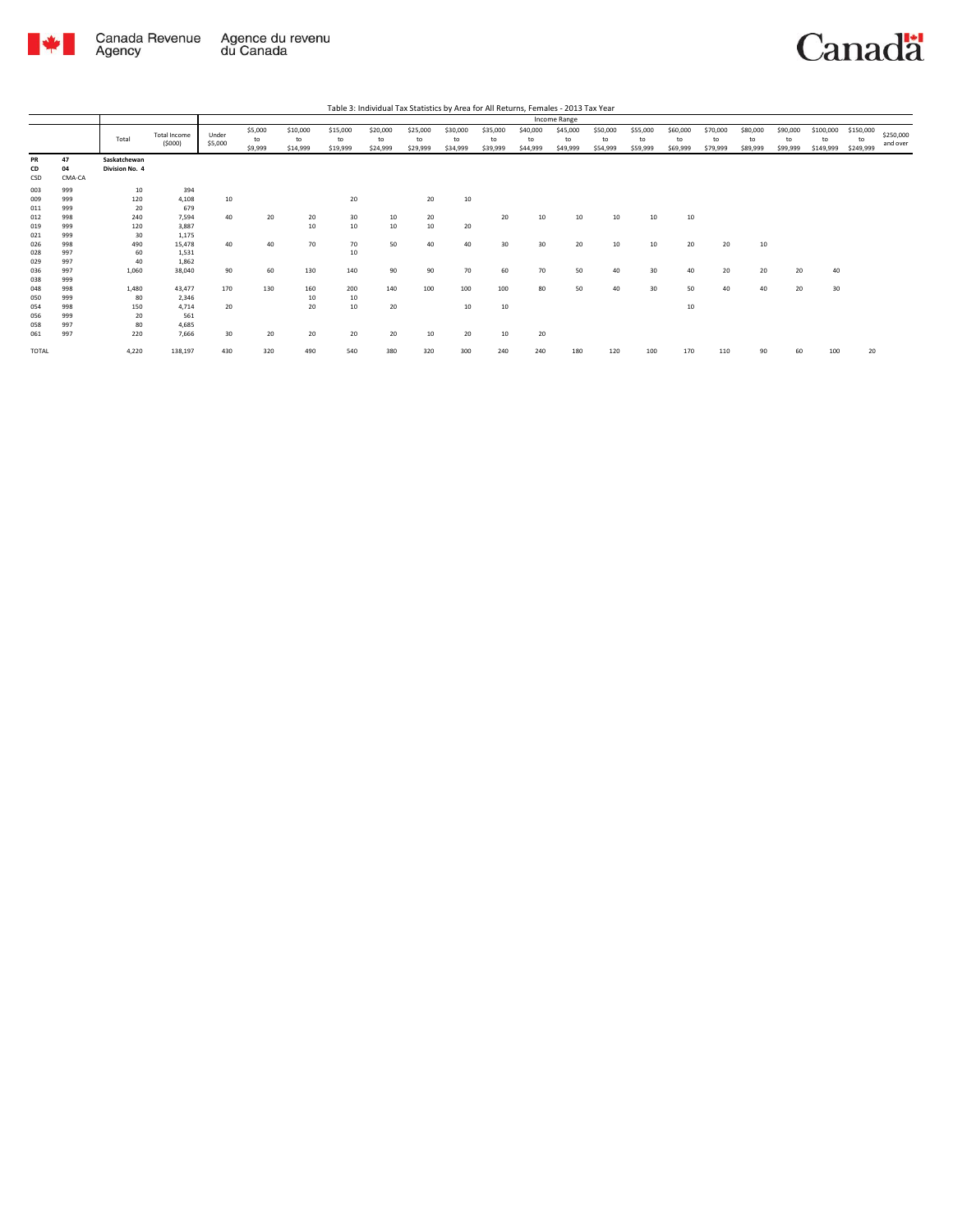Table 3: Individual Tax Statistics by Area for All Returns, Females - 2013 Tax Year

| | | Total | Total Income ($000) | Income Range | | | | | | | | | | | | | | | | | | |
|---|---|---|---|---|---|---|---|---|---|---|---|---|---|---|---|---|---|---|---|---|---|---|
| | | | | Under $5,000 | $5,000 to $9,999 | $10,000 to $14,999 | $15,000 to $19,999 | $20,000 to $24,999 | $25,000 to $29,999 | $30,000 to $34,999 | $35,000 to $39,999 | $40,000 to $44,999 | $45,000 to $49,999 | $50,000 to $54,999 | $55,000 to $59,999 | $60,000 to $69,999 | $70,000 to $79,999 | $80,000 to $89,999 | $90,000 to $99,999 | $100,000 to $149,999 | $150,000 to $249,999 | $250,000 and over |
| PR 47 | | Saskatchewan | | | | | | | | | | | | | | | | | | | | |
| CD 04 | | Division No. 4 | | | | | | | | | | | | | | | | | | | | |
| CSD | CMA-CA | | | | | | | | | | | | | | | | | | | | | |
| 003 | 999 | 10 | 394 | | | | | | | | | | | | | | | | | | | |
| 009 | 999 | 120 | 4,108 | 10 | | | 20 | | 20 | 10 | | | | | | | | | | | | |
| 011 | 999 | 20 | 679 | | | | | | | | | | | | | | | | | | | |
| 012 | 998 | 240 | 7,594 | 40 | 20 | 20 | 30 | 10 | 20 | | 20 | 10 | 10 | 10 | 10 | 10 | | | | | | |
| 019 | 999 | 120 | 3,887 | | | 10 | 10 | 10 | 10 | 20 | | | | | | | | | | | | |
| 021 | 999 | 30 | 1,175 | | | | | | | | | | | | | | | | | | | |
| 026 | 998 | 490 | 15,478 | 40 | 40 | 70 | 70 | 50 | 40 | 40 | 30 | 30 | 20 | 10 | 10 | 20 | 20 | 10 | | | | |
| 028 | 997 | 60 | 1,531 | | | | 10 | | | | | | | | | | | | | | | |
| 029 | 997 | 40 | 1,862 | | | | | | | | | | | | | | | | | | | |
| 036 | 997 | 1,060 | 38,040 | 90 | 60 | 130 | 140 | 90 | 90 | 70 | 60 | 70 | 50 | 40 | 30 | 40 | 20 | 20 | 20 | 40 | | |
| 038 | 999 | | | | | | | | | | | | | | | | | | | | | |
| 048 | 998 | 1,480 | 43,477 | 170 | 130 | 160 | 200 | 140 | 100 | 100 | 100 | 80 | 50 | 40 | 30 | 50 | 40 | 40 | 20 | 30 | | |
| 050 | 999 | 80 | 2,346 | | | 10 | 10 | | | | | | | | | | | | | | | |
| 054 | 998 | 150 | 4,714 | 20 | | 20 | 10 | 20 | | 10 | 10 | | | | | 10 | | | | | | |
| 056 | 999 | 20 | 561 | | | | | | | | | | | | | | | | | | | |
| 058 | 997 | 80 | 4,685 | | | | | | | | | | | | | | | | | | | |
| 061 | 997 | 220 | 7,666 | 30 | 20 | 20 | 20 | 20 | 10 | 20 | 10 | 20 | | | | | | | | | | |
| TOTAL | | 4,220 | 138,197 | 430 | 320 | 490 | 540 | 380 | 320 | 300 | 240 | 240 | 180 | 120 | 100 | 170 | 110 | 90 | 60 | 100 | 20 | |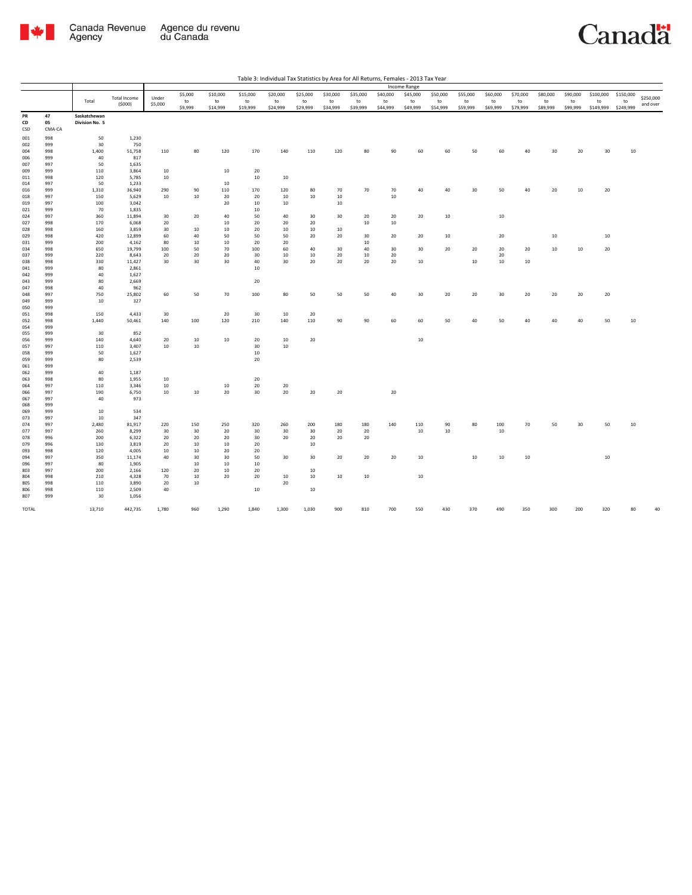Table 3: Individual Tax Statistics by Area for All Returns, Females - 2013 Tax Year

| | | Total | Total Income ($000) | Income Range | | | | | | | | | | | | | | | | | | |
|---|---|---|---|---|---|---|---|---|---|---|---|---|---|---|---|---|---|---|---|---|---|---|
| | | | | Under $5,000 | $5,000 to $9,999 | $10,000 to $14,999 | $15,000 to $19,999 | $20,000 to $24,999 | $25,000 to $29,999 | $30,000 to $34,999 | $35,000 to $39,999 | $40,000 to $44,999 | $45,000 to $49,999 | $50,000 to $54,999 | $55,000 to $59,999 | $60,000 to $69,999 | $70,000 to $79,999 | $80,000 to $89,999 | $90,000 to $99,999 | $100,000 to $149,999 | $150,000 to $249,999 | $250,000 and over |
| PR | 47 | Saskatchewan | | | | | | | | | | | | | | | | | | | | |
| CD | 05 | Division No. 5 | | | | | | | | | | | | | | | | | | | | |
| CSD | CMA-CA | | | | | | | | | | | | | | | | | | | | | |
| 001 | 998 | 50 | 1,230 | | | | | | | | | | | | | | | | | | | |
| 002 | 999 | 30 | 750 | | | | | | | | | | | | | | | | | | | |
| 004 | 998 | 1,400 | 51,758 | 110 | 80 | 120 | 170 | 140 | 110 | 120 | 80 | 90 | 60 | 60 | 50 | 60 | 40 | 30 | 20 | 30 | 10 | |
| 006 | 999 | 40 | 817 | | | | | | | | | | | | | | | | | | | |
| 007 | 997 | 50 | 1,635 | | | | | | | | | | | | | | | | | | | |
| 009 | 999 | 110 | 3,864 | 10 | | 10 | 20 | | | | | | | | | | | | | | | |
| 011 | 998 | 120 | 5,785 | 10 | | | 10 | 10 | | | | | | | | | | | | | | |
| 014 | 997 | 50 | 1,233 | | | 10 | | | | | | | | | | | | | | | | |
| 016 | 999 | 1,310 | 36,940 | 290 | 90 | 110 | 170 | 120 | 80 | 70 | 70 | 70 | 40 | 40 | 30 | 50 | 40 | 20 | 10 | 20 | | |
| 018 | 997 | 150 | 5,629 | 10 | 10 | 20 | 20 | 10 | 10 | 10 | | 10 | | | | | | | | | | |
| 019 | 997 | 100 | 3,042 | | | 20 | 10 | 10 | | 10 | | | | | | | | | | | | |
| 021 | 999 | 70 | 1,835 | | | | 10 | | | | | | | | | | | | | | | |
| 024 | 997 | 360 | 11,894 | 30 | 20 | 40 | 50 | 40 | 30 | 30 | 20 | 20 | 20 | 10 | | 10 | | | | | | |
| 027 | 998 | 170 | 6,068 | 20 | | 10 | 20 | 20 | 20 | | 10 | 10 | | | | | | | | | | |
| 028 | 998 | 160 | 3,859 | 30 | 10 | 10 | 20 | 10 | 10 | 10 | | | | | | | | | | | | |
| 029 | 998 | 420 | 12,899 | 60 | 40 | 50 | 50 | 50 | 20 | 20 | 30 | 20 | 20 | 10 | | 20 | | 10 | | 10 | | |
| 031 | 999 | 200 | 4,162 | 80 | 10 | 10 | 20 | 20 | | | 10 | | | | | | | | | | | |
| 034 | 998 | 650 | 19,799 | 100 | 50 | 70 | 100 | 60 | 40 | 30 | 40 | 30 | 30 | 20 | 20 | 20 | 20 | 10 | 10 | 20 | | |
| 037 | 999 | 220 | 8,643 | 20 | 20 | 20 | 30 | 10 | 10 | 20 | 10 | 20 | | | | 20 | | | | | | |
| 038 | 998 | 330 | 11,427 | 30 | 30 | 30 | 40 | 30 | 20 | 20 | 20 | 20 | 10 | | 10 | 10 | 10 | | | | | |
| 041 | 999 | 80 | 2,861 | | | | 10 | | | | | | | | | | | | | | | |
| 042 | 999 | 40 | 1,627 | | | | | | | | | | | | | | | | | | | |
| 043 | 999 | 80 | 2,669 | | | | 20 | | | | | | | | | | | | | | | |
| 047 | 998 | 40 | 962 | | | | | | | | | | | | | | | | | | | |
| 048 | 997 | 750 | 25,802 | 60 | 50 | 70 | 100 | 80 | 50 | 50 | 50 | 40 | 30 | 20 | 20 | 30 | 20 | 20 | 20 | 20 | | |
| 049 | 999 | 10 | 327 | | | | | | | | | | | | | | | | | | | |
| 050 | 999 | | | | | | | | | | | | | | | | | | | | | |
| 051 | 998 | 150 | 4,433 | 30 | | 20 | 30 | 10 | 20 | | | | | | | | | | | | | |
| 052 | 998 | 1,440 | 50,461 | 140 | 100 | 120 | 210 | 140 | 110 | 90 | 90 | 60 | 60 | 50 | 40 | 50 | 40 | 40 | 40 | 50 | 10 | |
| 054 | 999 | | | | | | | | | | | | | | | | | | | | | |
| 055 | 999 | 30 | 852 | | | | | | | | | | | | | | | | | | | |
| 056 | 999 | 140 | 4,640 | 20 | 10 | 10 | 20 | 10 | 20 | | | | 10 | | | | | | | | | |
| 057 | 997 | 110 | 3,407 | 10 | 10 | | 30 | 10 | | | | | | | | | | | | | | |
| 058 | 999 | 50 | 1,627 | | | | 10 | | | | | | | | | | | | | | | |
| 059 | 999 | 80 | 2,539 | | | | 20 | | | | | | | | | | | | | | | |
| 061 | 999 | | | | | | | | | | | | | | | | | | | | | |
| 062 | 999 | 40 | 1,187 | | | | | | | | | | | | | | | | | | | |
| 063 | 998 | 80 | 1,955 | 10 | | | 20 | | | | | | | | | | | | | | | |
| 064 | 997 | 110 | 3,346 | 10 | | 10 | 20 | 20 | | | | | | | | | | | | | | |
| 066 | 997 | 190 | 6,750 | 10 | 10 | 20 | 30 | 20 | 20 | 20 | | 20 | | | | | | | | | | |
| 067 | 997 | 40 | 973 | | | | | | | | | | | | | | | | | | | |
| 068 | 999 | | | | | | | | | | | | | | | | | | | | | |
| 069 | 999 | 10 | 534 | | | | | | | | | | | | | | | | | | | |
| 073 | 997 | 10 | 347 | | | | | | | | | | | | | | | | | | | |
| 074 | 997 | 2,480 | 81,917 | 220 | 150 | 250 | 320 | 260 | 200 | 180 | 180 | 140 | 110 | 90 | 80 | 100 | 70 | 50 | 30 | 50 | 10 | |
| 077 | 997 | 260 | 8,299 | 30 | 30 | 20 | 30 | 30 | 30 | 20 | 20 | | 10 | 10 | | 10 | | | | | | |
| 078 | 996 | 200 | 6,322 | 20 | 20 | 20 | 30 | 20 | 20 | 20 | 20 | | | | | | | | | | | |
| 079 | 996 | 130 | 3,819 | 20 | 10 | 10 | 20 | | 10 | | | | | | | | | | | | | |
| 093 | 998 | 120 | 4,005 | 10 | 10 | 20 | 20 | | | | | | | | | | | | | | | |
| 094 | 997 | 350 | 11,174 | 40 | 30 | 30 | 50 | 30 | 30 | 20 | 20 | 20 | 10 | | 10 | 10 | 10 | | | 10 | | |
| 096 | 997 | 80 | 1,905 | | 10 | 10 | 10 | | | | | | | | | | | | | | | |
| 803 | 997 | 200 | 2,166 | 120 | 20 | 10 | 20 | | 10 | | | | | | | | | | | | | |
| 804 | 998 | 210 | 4,328 | 70 | 10 | 20 | 20 | 10 | 10 | 10 | 10 | | 10 | | | | | | | | | |
| 805 | 998 | 110 | 3,890 | 20 | 10 | | | 20 | | | | | | | | | | | | | | |
| 806 | 998 | 110 | 2,509 | 40 | | | 10 | | 10 | | | | | | | | | | | | | |
| 807 | 999 | 30 | 1,056 | | | | | | | | | | | | | | | | | | | |
| TOTAL | | 13,710 | 442,735 | 1,780 | 960 | 1,290 | 1,840 | 1,300 | 1,030 | 900 | 810 | 700 | 550 | 430 | 370 | 490 | 350 | 300 | 200 | 320 | 80 | 40 |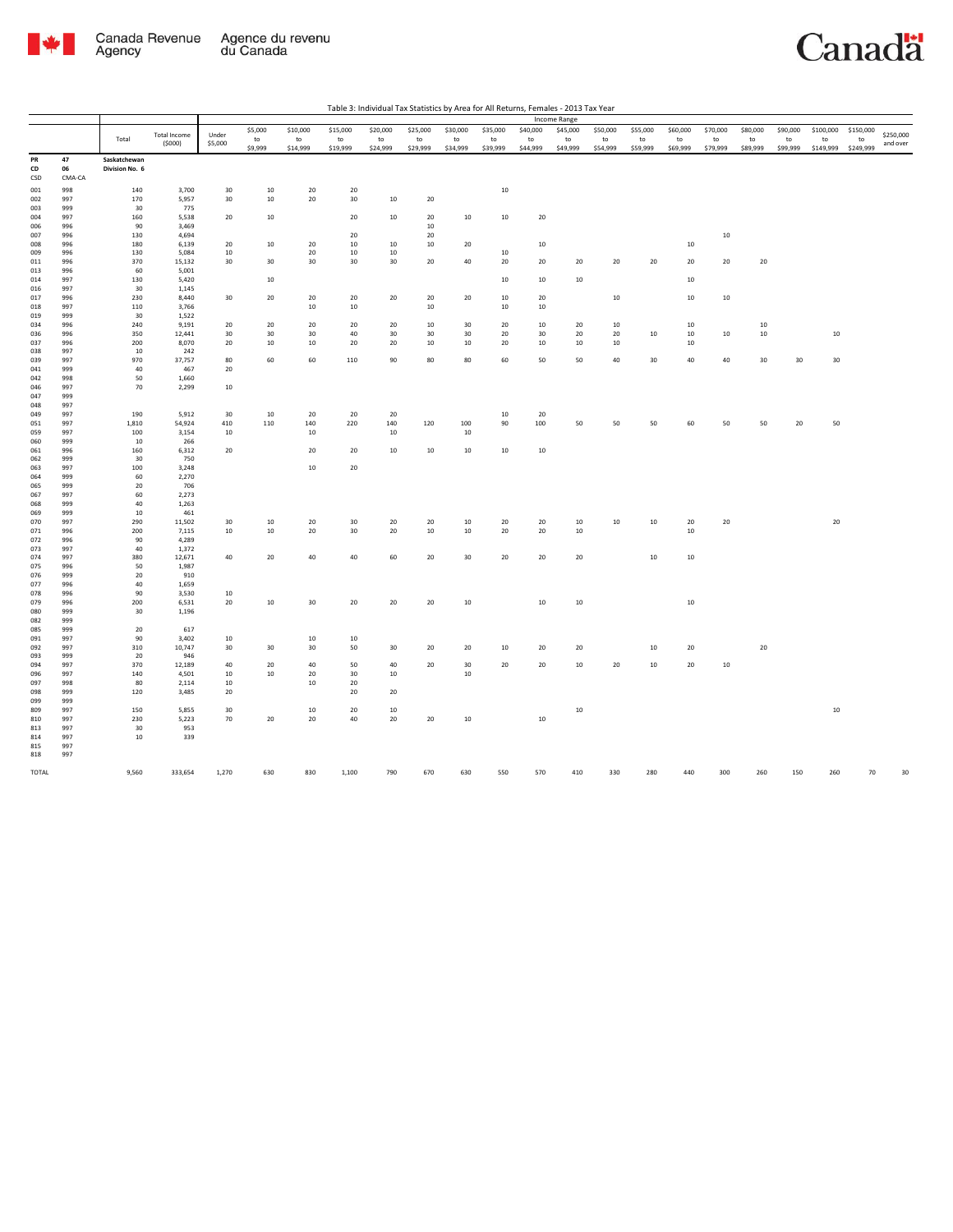Table 3: Individual Tax Statistics by Area for All Returns, Females - 2013 Tax Year

| | | Total | Total Income ($000) | Income Range | | | | | | | | | | | | | | | | | | |
|---|---|---|---|---|---|---|---|---|---|---|---|---|---|---|---|---|---|---|---|---|---|---|
| | | | | Under $5,000 | $5,000 to $9,999 | $10,000 to $14,999 | $15,000 to $19,999 | $20,000 to $24,999 | $25,000 to $29,999 | $30,000 to $34,999 | $35,000 to $39,999 | $40,000 to $44,999 | $45,000 to $49,999 | $50,000 to $54,999 | $55,000 to $59,999 | $60,000 to $69,999 | $70,000 to $79,999 | $80,000 to $89,999 | $90,000 to $99,999 | $100,000 to $149,999 | $150,000 to $249,999 | $250,000 and over |
| PR | 47 | Saskatchewan | | | | | | | | | | | | | | | | | | | | |
| CD | 06 | Division No. 6 | | | | | | | | | | | | | | | | | | | | |
| CSD | CMA-CA | | | | | | | | | | | | | | | | | | | | | |
| 001 | 998 | 140 | 3,700 | 30 | 10 | 20 | 20 | | | | 10 | | | | | | | | | | | |
| 002 | 997 | 170 | 5,957 | 30 | 10 | 20 | 30 | 10 | 20 | | | | | | | | | | | | | |
| 003 | 999 | 30 | 775 | | | | | | | | | | | | | | | | | | | |
| 004 | 997 | 160 | 5,538 | 20 | 10 | | 20 | 10 | 20 | 10 | 10 | 20 | | | | | | | | | | |
| 006 | 996 | 90 | 3,469 | | | | | | 10 | | | | | | | | | | | | | |
| 007 | 996 | 130 | 4,694 | | | | 20 | | 20 | | | | | | | | 10 | | | | | |
| 008 | 996 | 180 | 6,139 | 20 | 10 | 20 | 10 | 10 | 10 | 20 | | 10 | | | | 10 | | | | | | |
| 009 | 996 | 130 | 5,084 | 10 | | 20 | 10 | 10 | | | 10 | | | | | | | | | | | |
| 011 | 996 | 370 | 15,132 | 30 | 30 | 30 | 30 | 30 | 20 | 40 | 20 | 20 | 20 | 20 | 20 | 20 | 20 | 20 | | | | |
| 013 | 996 | 60 | 5,001 | | | | | | | | | | | | | | | | | | | |
| 014 | 997 | 130 | 5,420 | | 10 | | | | | | 10 | 10 | 10 | | | 10 | | | | | | |
| 016 | 997 | 30 | 1,145 | | | | | | | | | | | | | | | | | | | |
| 017 | 996 | 230 | 8,440 | 30 | 20 | 20 | 20 | 20 | 20 | 20 | 10 | 20 | | 10 | | 10 | 10 | | | | | |
| 018 | 997 | 110 | 3,766 | | | 10 | 10 | | 10 | | 10 | 10 | | | | | | | | | | |
| 019 | 999 | 30 | 1,522 | | | | | | | | | | | | | | | | | | | |
| 034 | 996 | 240 | 9,191 | 20 | 20 | 20 | 20 | 20 | 10 | 30 | 20 | 10 | 20 | 10 | | 10 | | 10 | | | | |
| 036 | 996 | 350 | 12,441 | 30 | 30 | 30 | 40 | 30 | 30 | 30 | 20 | 30 | 20 | 20 | 10 | 10 | 10 | 10 | | 10 | | |
| 037 | 996 | 200 | 8,070 | 20 | 10 | 10 | 20 | 20 | 10 | 10 | 20 | 10 | 10 | 10 | | 10 | | | | | | |
| 038 | 997 | 10 | 242 | | | | | | | | | | | | | | | | | | | |
| 039 | 997 | 970 | 37,757 | 80 | 60 | 60 | 110 | 90 | 80 | 80 | 60 | 50 | 50 | 40 | 30 | 40 | 40 | 30 | 30 | 30 | | |
| 041 | 999 | 40 | 467 | 20 | | | | | | | | | | | | | | | | | | |
| 042 | 998 | 50 | 1,660 | | | | | | | | | | | | | | | | | | | |
| 046 | 997 | 70 | 2,299 | 10 | | | | | | | | | | | | | | | | | | |
| 047 | 999 | | | | | | | | | | | | | | | | | | | | | |
| 048 | 997 | | | | | | | | | | | | | | | | | | | | | |
| 049 | 997 | 190 | 5,912 | 30 | 10 | 20 | 20 | 20 | | | 10 | 20 | | | | | | | | | | |
| 051 | 997 | 1,810 | 54,924 | 410 | 110 | 140 | 220 | 140 | 120 | 100 | 90 | 100 | 50 | 50 | 50 | 60 | 50 | 50 | 20 | 50 | | |
| 059 | 997 | 100 | 3,154 | 10 | | 10 | | 10 | | 10 | | | | | | | | | | | | |
| 060 | 999 | 10 | 266 | | | | | | | | | | | | | | | | | | | |
| 061 | 996 | 160 | 6,312 | 20 | | 20 | 20 | 10 | 10 | 10 | 10 | 10 | | | | | | | | | | |
| 062 | 999 | 30 | 750 | | | | | | | | | | | | | | | | | | | |
| 063 | 997 | 100 | 3,248 | | | 10 | 20 | | | | | | | | | | | | | | | |
| 064 | 999 | 60 | 2,270 | | | | | | | | | | | | | | | | | | | |
| 065 | 999 | 20 | 706 | | | | | | | | | | | | | | | | | | | |
| 067 | 997 | 60 | 2,273 | | | | | | | | | | | | | | | | | | | |
| 068 | 999 | 40 | 1,263 | | | | | | | | | | | | | | | | | | | |
| 069 | 999 | 10 | 461 | | | | | | | | | | | | | | | | | | | |
| 070 | 997 | 290 | 11,502 | 30 | 10 | 20 | 30 | 20 | 20 | 10 | 20 | 20 | 10 | 10 | 10 | 20 | 20 | | | 20 | | |
| 071 | 996 | 200 | 7,115 | 10 | 10 | 20 | 30 | 20 | 10 | 10 | 20 | 20 | 10 | | | 10 | | | | | | |
| 072 | 996 | 90 | 4,289 | | | | | | | | | | | | | | | | | | | |
| 073 | 997 | 40 | 1,372 | | | | | | | | | | | | | | | | | | | |
| 074 | 997 | 380 | 12,671 | 40 | 20 | 40 | 40 | 60 | 20 | 30 | 20 | 20 | 20 | | 10 | 10 | | | | | | |
| 075 | 996 | 50 | 1,987 | | | | | | | | | | | | | | | | | | | |
| 076 | 999 | 20 | 910 | | | | | | | | | | | | | | | | | | | |
| 077 | 996 | 40 | 1,659 | | | | | | | | | | | | | | | | | | | |
| 078 | 996 | 90 | 3,530 | 10 | | | | | | | | | | | | | | | | | | |
| 079 | 996 | 200 | 6,531 | 20 | 10 | 30 | 20 | 20 | 20 | 10 | | 10 | 10 | | | 10 | | | | | | |
| 080 | 999 | 30 | 1,196 | | | | | | | | | | | | | | | | | | | |
| 082 | 999 | | | | | | | | | | | | | | | | | | | | | |
| 085 | 999 | 20 | 617 | | | | | | | | | | | | | | | | | | | |
| 091 | 997 | 90 | 3,402 | 10 | | 10 | 10 | | | | | | | | | | | | | | | |
| 092 | 997 | 310 | 10,747 | 30 | 30 | 30 | 50 | 30 | 20 | 20 | 10 | 20 | 20 | | 10 | 20 | | 20 | | | | |
| 093 | 999 | 20 | 946 | | | | | | | | | | | | | | | | | | | |
| 094 | 997 | 370 | 12,189 | 40 | 20 | 40 | 50 | 40 | 20 | 30 | 20 | 20 | 10 | 20 | 10 | 20 | 10 | | | | | |
| 096 | 997 | 140 | 4,501 | 10 | 10 | 20 | 30 | 10 | | 10 | | | | | | | | | | | | |
| 097 | 998 | 80 | 2,114 | 10 | | 10 | 20 | | | | | | | | | | | | | | | |
| 098 | 999 | 120 | 3,485 | 20 | | | 20 | 20 | | | | | | | | | | | | | | |
| 099 | 999 | | | | | | | | | | | | | | | | | | | | | |
| 809 | 997 | 150 | 5,855 | 30 | | 10 | 20 | 10 | | | | | 10 | | | | | | | 10 | | |
| 810 | 997 | 230 | 5,223 | 70 | 20 | 20 | 40 | 20 | 20 | 10 | | 10 | | | | | | | | | | |
| 813 | 997 | 30 | 953 | | | | | | | | | | | | | | | | | | | |
| 814 | 997 | 10 | 339 | | | | | | | | | | | | | | | | | | | |
| 815 | 997 | | | | | | | | | | | | | | | | | | | | | |
| 818 | 997 | | | | | | | | | | | | | | | | | | | | | |
| TOTAL | | 9,560 | 333,654 | 1,270 | 630 | 830 | 1,100 | 790 | 670 | 630 | 550 | 570 | 410 | 330 | 280 | 440 | 300 | 260 | 150 | 260 | 70 | 30 |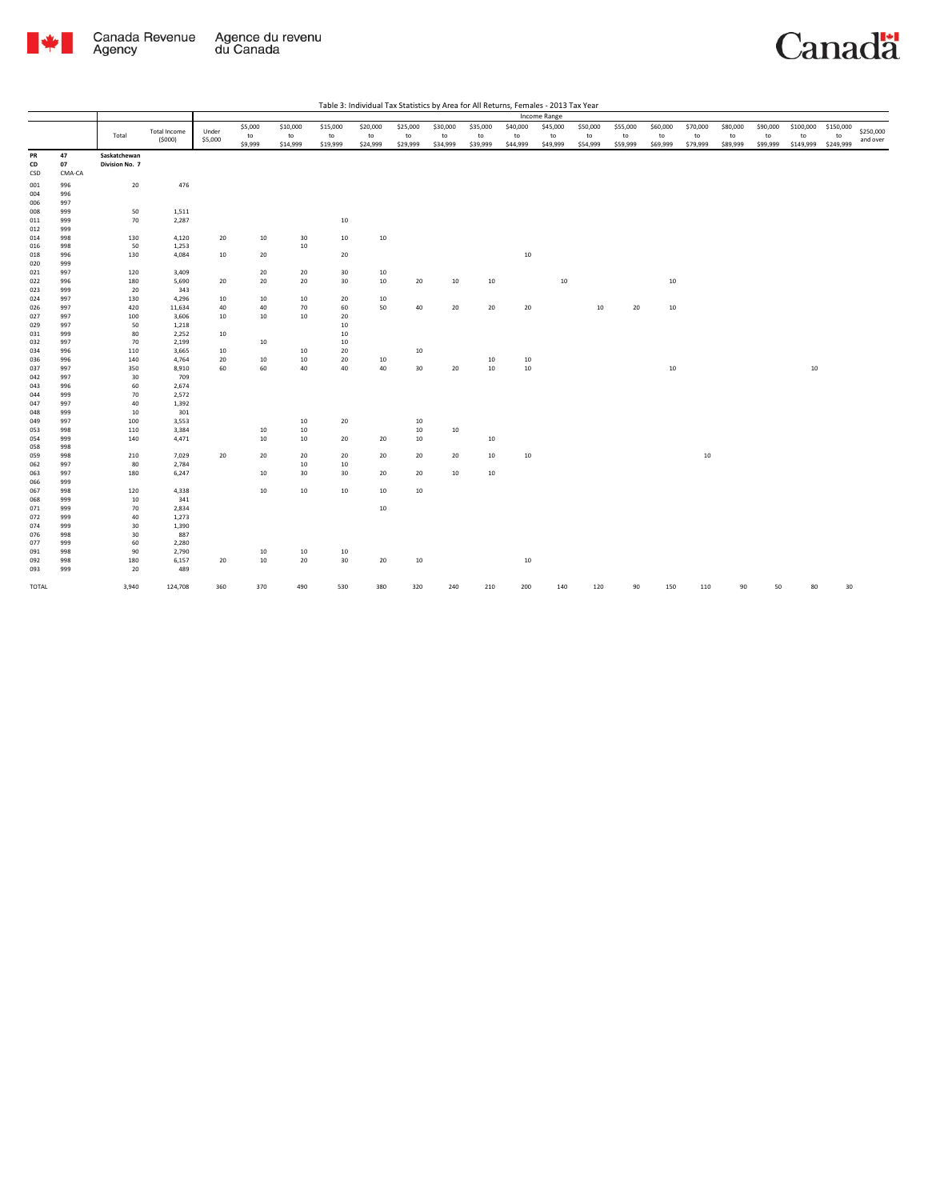Table 3: Individual Tax Statistics by Area for All Returns, Females - 2013 Tax Year

| | | Total | Total Income ($000) | Income Range | | | | | | | | | | | | | | | | | | |
|---|---|---|---|---|---|---|---|---|---|---|---|---|---|---|---|---|---|---|---|---|---|---|
| | | | | Under $5,000 | $5,000 to $9,999 | $10,000 to $14,999 | $15,000 to $19,999 | $20,000 to $24,999 | $25,000 to $29,999 | $30,000 to $34,999 | $35,000 to $39,999 | $40,000 to $44,999 | $45,000 to $49,999 | $50,000 to $54,999 | $55,000 to $59,999 | $60,000 to $69,999 | $70,000 to $79,999 | $80,000 to $89,999 | $90,000 to $99,999 | $100,000 to $149,999 | $150,000 to $249,999 | $250,000 and over |
| PR | 47 | Saskatchewan | | | | | | | | | | | | | | | | | | | | |
| CD | 07 | Division No. 7 | | | | | | | | | | | | | | | | | | | | |
| CSD | CMA-CA | | | | | | | | | | | | | | | | | | | | | |
| 001 | 996 | 20 | 476 | | | | | | | | | | | | | | | | | | | |
| 004 | 996 | | | | | | | | | | | | | | | | | | | | | |
| 006 | 997 | | | | | | | | | | | | | | | | | | | | | |
| 008 | 999 | 50 | 1,511 | | | | | | | | | | | | | | | | | | | |
| 011 | 999 | 70 | 2,287 | | | | 10 | | | | | | | | | | | | | | | |
| 012 | 999 | | | | | | | | | | | | | | | | | | | | | |
| 014 | 998 | 130 | 4,120 | 20 | 10 | 30 | 10 | 10 | | | | | | | | | | | | | | |
| 016 | 998 | 50 | 1,253 | | | 10 | | | | | | | | | | | | | | | | |
| 018 | 996 | 130 | 4,084 | 10 | 20 | | 20 | | | | | 10 | | | | | | | | | | |
| 020 | 999 | | | | | | | | | | | | | | | | | | | | | |
| 021 | 997 | 120 | 3,409 | | 20 | 20 | 30 | 10 | | | | | | | | | | | | | | |
| 022 | 996 | 180 | 5,690 | 20 | 20 | 20 | 30 | 10 | 20 | 10 | 10 | | 10 | | | 10 | | | | | | |
| 023 | 999 | 20 | 343 | | | | | | | | | | | | | | | | | | | |
| 024 | 997 | 130 | 4,296 | 10 | 10 | 10 | 20 | 10 | | | | | | | | | | | | | | |
| 026 | 997 | 420 | 11,634 | 40 | 40 | 70 | 60 | 50 | 40 | 20 | 20 | 20 | | 10 | 20 | 10 | | | | | | |
| 027 | 997 | 100 | 3,606 | 10 | 10 | 10 | 20 | | | | | | | | | | | | | | | |
| 029 | 997 | 50 | 1,218 | | | | 10 | | | | | | | | | | | | | | | |
| 031 | 999 | 80 | 2,252 | 10 | | | 10 | | | | | | | | | | | | | | | |
| 032 | 997 | 70 | 2,199 | | 10 | | 10 | | | | | | | | | | | | | | | |
| 034 | 996 | 110 | 3,665 | 10 | | 10 | 20 | | 10 | | | | | | | | | | | | | |
| 036 | 996 | 140 | 4,764 | 20 | 10 | 10 | 20 | 10 | | | 10 | 10 | | | | | | | | | | |
| 037 | 997 | 350 | 8,910 | 60 | 60 | 40 | 40 | 40 | 30 | 20 | 10 | 10 | | | | 10 | | | | 10 | | |
| 042 | 997 | 30 | 709 | | | | | | | | | | | | | | | | | | | |
| 043 | 996 | 60 | 2,674 | | | | | | | | | | | | | | | | | | | |
| 044 | 999 | 70 | 2,572 | | | | | | | | | | | | | | | | | | | |
| 047 | 997 | 40 | 1,392 | | | | | | | | | | | | | | | | | | | |
| 048 | 999 | 10 | 301 | | | | | | | | | | | | | | | | | | | |
| 049 | 997 | 100 | 3,553 | | | 10 | 20 | | 10 | | | | | | | | | | | | | |
| 053 | 998 | 110 | 3,384 | | 10 | 10 | | | 10 | 10 | | | | | | | | | | | | |
| 054 | 999 | 140 | 4,471 | | 10 | 10 | 20 | 20 | 10 | | 10 | | | | | | | | | | | |
| 058 | 998 | | | | | | | | | | | | | | | | | | | | | |
| 059 | 998 | 210 | 7,029 | 20 | 20 | 20 | 20 | 20 | 20 | 20 | 10 | 10 | | | | | 10 | | | | | |
| 062 | 997 | 80 | 2,784 | | | 10 | 10 | | | | | | | | | | | | | | | |
| 063 | 997 | 180 | 6,247 | | 10 | 30 | 30 | 20 | 20 | 10 | 10 | | | | | | | | | | | |
| 066 | 999 | | | | | | | | | | | | | | | | | | | | | |
| 067 | 998 | 120 | 4,338 | | 10 | 10 | 10 | 10 | 10 | | | | | | | | | | | | | |
| 068 | 999 | 10 | 341 | | | | | | | | | | | | | | | | | | | |
| 071 | 999 | 70 | 2,834 | | | | | 10 | | | | | | | | | | | | | | |
| 072 | 999 | 40 | 1,273 | | | | | | | | | | | | | | | | | | | |
| 074 | 999 | 30 | 1,390 | | | | | | | | | | | | | | | | | | | |
| 076 | 998 | 30 | 887 | | | | | | | | | | | | | | | | | | | |
| 077 | 999 | 60 | 2,280 | | | | | | | | | | | | | | | | | | | |
| 091 | 998 | 90 | 2,790 | | 10 | 10 | 10 | | | | | | | | | | | | | | | |
| 092 | 998 | 180 | 6,157 | 20 | 10 | 20 | 30 | 20 | 10 | | | 10 | | | | | | | | | | |
| 093 | 999 | 20 | 489 | | | | | | | | | | | | | | | | | | | |
| TOTAL | | 3,940 | 124,708 | 360 | 370 | 490 | 530 | 380 | 320 | 240 | 210 | 200 | 140 | 120 | 90 | 150 | 110 | 90 | 50 | 80 | 30 | |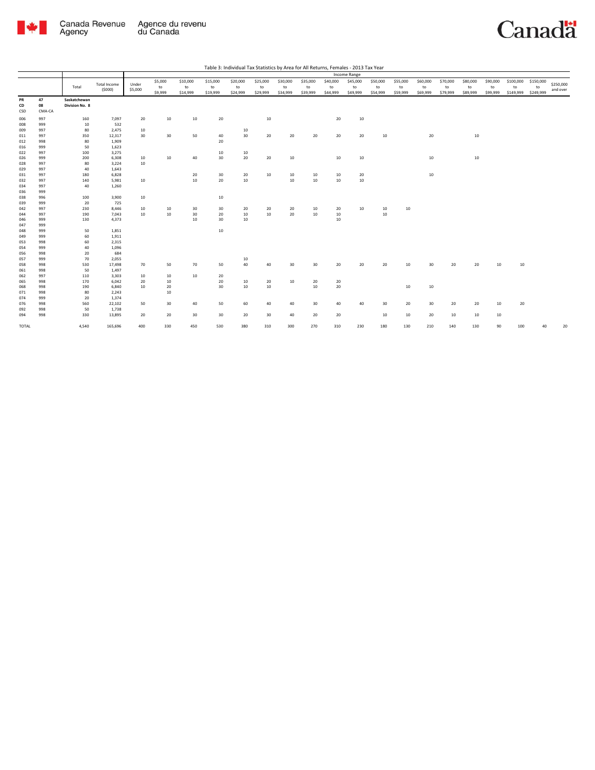Table 3: Individual Tax Statistics by Area for All Returns, Females - 2013 Tax Year

| | | Total | Total Income ($000) | Income Range | | | | | | | | | | | | | | | | | | |
|---|---|---|---|---|---|---|---|---|---|---|---|---|---|---|---|---|---|---|---|---|---|---|
| | | | | Under $5,000 | $5,000 to $9,999 | $10,000 to $14,999 | $15,000 to $19,999 | $20,000 to $24,999 | $25,000 to $29,999 | $30,000 to $34,999 | $35,000 to $39,999 | $40,000 to $44,999 | $45,000 to $49,999 | $50,000 to $54,999 | $55,000 to $59,999 | $60,000 to $69,999 | $70,000 to $79,999 | $80,000 to $89,999 | $90,000 to $99,999 | $100,000 to $149,999 | $150,000 to $249,999 | $250,000 and over |
| **PR** | **47** | **Saskatchewan** | | | | | | | | | | | | | | | | | | | | |
| **CD** | **08** | **Division No. 8** | | | | | | | | | | | | | | | | | | | | |
| CSD | CMA-CA | | | | | | | | | | | | | | | | | | | | | |
| 006 | 997 | 160 | 7,097 | 20 | 10 | 10 | 20 | | 10 | | | 20 | 10 | | | | | | | | | |
| 008 | 999 | 10 | 532 | | | | | | | | | | | | | | | | | | | |
| 009 | 997 | 80 | 2,475 | 10 | | | | 10 | | | | | | | | | | | | | | |
| 011 | 997 | 350 | 12,317 | 30 | 30 | 50 | 40 | 30 | 20 | 20 | 20 | 20 | 20 | 10 | | 20 | | 10 | | | | |
| 012 | 998 | 80 | 1,909 | | | | 20 | | | | | | | | | | | | | | | |
| 016 | 999 | 50 | 1,623 | | | | | | | | | | | | | | | | | | | |
| 022 | 997 | 100 | 3,275 | | | | 10 | 10 | | | | | | | | | | | | | | |
| 026 | 999 | 200 | 6,308 | 10 | 10 | 40 | 30 | 20 | 20 | 10 | | 10 | 10 | | | 10 | | 10 | | | | |
| 028 | 997 | 80 | 3,224 | 10 | | | | | | | | | | | | | | | | | | |
| 029 | 997 | 40 | 1,643 | | | | | | | | | | | | | | | | | | | |
| 031 | 997 | 180 | 6,828 | | | 20 | 30 | 20 | 10 | 10 | 10 | 10 | 20 | | | 10 | | | | | | |
| 032 | 997 | 140 | 5,981 | 10 | | 10 | 20 | 10 | | 10 | 10 | 10 | 10 | | | | | | | | | |
| 034 | 997 | 40 | 1,260 | | | | | | | | | | | | | | | | | | | |
| 036 | 999 | | | | | | | | | | | | | | | | | | | | | |
| 038 | 996 | 100 | 3,900 | 10 | | | 10 | | | | | | | | | | | | | | | |
| 039 | 999 | 20 | 725 | | | | | | | | | | | | | | | | | | | |
| 042 | 997 | 230 | 8,446 | 10 | 10 | 30 | 30 | 20 | 20 | 20 | 10 | 20 | 10 | 10 | 10 | | | | | | | |
| 044 | 997 | 190 | 7,043 | 10 | 10 | 30 | 20 | 10 | 10 | 20 | 10 | 10 | | 10 | | | | | | | | |
| 046 | 999 | 130 | 4,373 | | | 10 | 30 | 10 | | | | 10 | | | | | | | | | | |
| 047 | 999 | | | | | | | | | | | | | | | | | | | | | |
| 048 | 999 | 50 | 1,851 | | | | 10 | | | | | | | | | | | | | | | |
| 049 | 999 | 60 | 1,911 | | | | | | | | | | | | | | | | | | | |
| 053 | 998 | 60 | 2,315 | | | | | | | | | | | | | | | | | | | |
| 054 | 999 | 40 | 1,096 | | | | | | | | | | | | | | | | | | | |
| 056 | 998 | 20 | 684 | | | | | | | | | | | | | | | | | | | |
| 057 | 999 | 70 | 2,055 | | | | | 10 | | | | | | | | | | | | | | |
| 058 | 998 | 530 | 17,498 | 70 | 50 | 70 | 50 | 40 | 40 | 30 | 30 | 20 | 20 | 20 | 10 | 30 | 20 | 20 | 10 | 10 | | |
| 061 | 998 | 50 | 1,497 | | | | | | | | | | | | | | | | | | | |
| 062 | 997 | 110 | 3,303 | 10 | 10 | 10 | 20 | | | | | | | | | | | | | | | |
| 065 | 998 | 170 | 6,042 | 20 | 10 | | 20 | 10 | 20 | 10 | 20 | 20 | | | | | | | | | | |
| 068 | 998 | 190 | 6,840 | 10 | 20 | | 30 | 10 | 10 | | 10 | 20 | | | 10 | 10 | | | | | | |
| 071 | 998 | 80 | 2,243 | | 10 | | | | | | | | | | | | | | | | | |
| 074 | 999 | 20 | 1,374 | | | | | | | | | | | | | | | | | | | |
| 076 | 998 | 560 | 22,102 | 50 | 30 | 40 | 50 | 60 | 40 | 40 | 30 | 40 | 40 | 30 | 20 | 30 | 20 | 20 | 10 | 20 | | |
| 092 | 998 | 50 | 1,738 | | | | | | | | | | | | | | | | | | | |
| 094 | 998 | 330 | 13,895 | 20 | 20 | 30 | 30 | 20 | 30 | 40 | 20 | 20 | | 10 | 10 | 20 | 10 | 10 | 10 | | | |
| TOTAL | | 4,540 | 165,696 | 400 | 330 | 450 | 530 | 380 | 310 | 300 | 270 | 310 | 230 | 180 | 130 | 210 | 140 | 130 | 90 | 100 | 40 | 20 |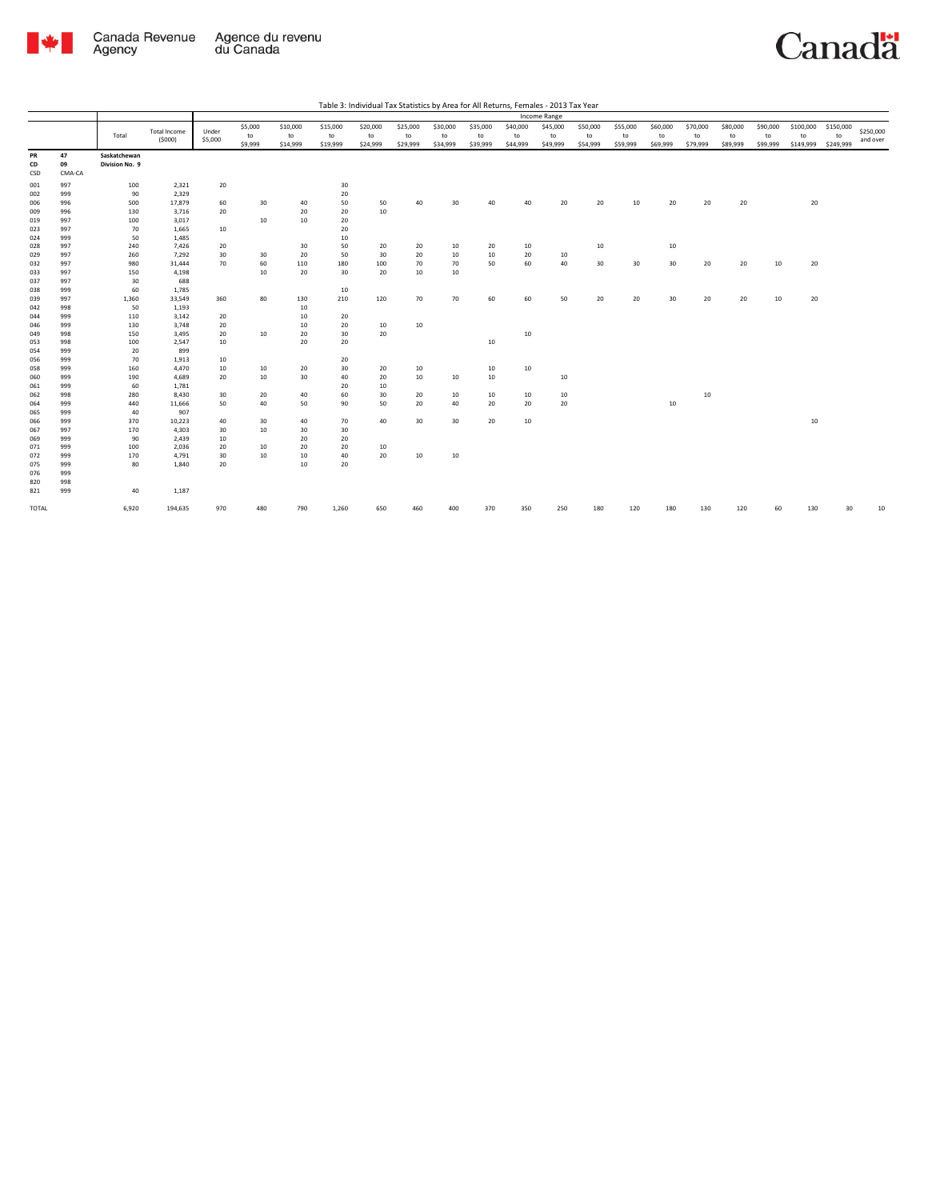Table 3: Individual Tax Statistics by Area for All Returns, Females - 2013 Tax Year

| | | Total | Total Income ($000) | Under $5,000 | $5,000 to $9,999 | $10,000 to $14,999 | $15,000 to $19,999 | $20,000 to $24,999 | $25,000 to $29,999 | $30,000 to $34,999 | $35,000 to $39,999 | $40,000 to $44,999 | $45,000 to $49,999 | $50,000 to $54,999 | $55,000 to $59,999 | $60,000 to $69,999 | $70,000 to $79,999 | $80,000 to $89,999 | $90,000 to $99,999 | $100,000 to $149,999 | $150,000 to $249,999 | $250,000 and over |
|---|---|---|---|---|---|---|---|---|---|---|---|---|---|---|---|---|---|---|---|---|---|---|
| | | | | Income Range | | | | | | | | | | | | | | | | | | |
| PR | 47 | Saskatchewan | | | | | | | | | | | | | | | | | | | | |
| CD | 09 | Division No. 9 | | | | | | | | | | | | | | | | | | | | |
| CSD | CMA-CA | | | | | | | | | | | | | | | | | | | | | |
| 001 | 997 | 100 | 2,321 | 20 | | | 30 | | | | | | | | | | | | | | | |
| 002 | 999 | 90 | 2,329 | | | | 20 | | | | | | | | | | | | | | | |
| 006 | 996 | 500 | 17,879 | 60 | 30 | 40 | 50 | 50 | 40 | 30 | 40 | 40 | 20 | 20 | 10 | 20 | 20 | 20 | | 20 | | |
| 009 | 996 | 130 | 3,716 | 20 | | 20 | 20 | 10 | | | | | | | | | | | | | | |
| 019 | 997 | 100 | 3,017 | | 10 | 10 | 20 | | | | | | | | | | | | | | | |
| 023 | 997 | 70 | 1,665 | 10 | | | 20 | | | | | | | | | | | | | | | |
| 024 | 999 | 50 | 1,485 | | | | 10 | | | | | | | | | | | | | | | |
| 028 | 997 | 240 | 7,426 | 20 | | 30 | 50 | 20 | 20 | 10 | 20 | 10 | | 10 | | 10 | | | | | | |
| 029 | 997 | 260 | 7,292 | 30 | 30 | 20 | 50 | 30 | 20 | 10 | 10 | 20 | 10 | | | | | | | | | |
| 032 | 997 | 980 | 31,444 | 70 | 60 | 110 | 180 | 100 | 70 | 70 | 50 | 60 | 40 | 30 | 30 | 30 | 20 | 20 | 10 | 20 | | |
| 033 | 997 | 150 | 4,198 | | 10 | 20 | 30 | 20 | 10 | 10 | | | | | | | | | | | | |
| 037 | 997 | 30 | 688 | | | | | | | | | | | | | | | | | | | |
| 038 | 999 | 60 | 1,785 | | | | 10 | | | | | | | | | | | | | | | |
| 039 | 997 | 1,360 | 33,549 | 360 | 80 | 130 | 210 | 120 | 70 | 70 | 60 | 60 | 50 | 20 | 20 | 30 | 20 | 20 | 10 | 20 | | |
| 042 | 998 | 50 | 1,193 | | | 10 | | | | | | | | | | | | | | | | |
| 044 | 999 | 110 | 3,142 | 20 | | 10 | 20 | | | | | | | | | | | | | | | |
| 046 | 999 | 130 | 3,748 | 20 | | 10 | 20 | 10 | 10 | | | | | | | | | | | | | |
| 049 | 998 | 150 | 3,495 | 20 | 10 | 20 | 30 | 20 | | | | 10 | | | | | | | | | | |
| 053 | 998 | 100 | 2,547 | 10 | | 20 | 20 | | | | 10 | | | | | | | | | | | |
| 054 | 999 | 20 | 899 | | | | | | | | | | | | | | | | | | | |
| 056 | 999 | 70 | 1,913 | 10 | | | 20 | | | | | | | | | | | | | | | |
| 058 | 999 | 160 | 4,470 | 10 | 10 | 20 | 30 | 20 | 10 | | 10 | 10 | | | | | | | | | | |
| 060 | 999 | 190 | 4,689 | 20 | 10 | 30 | 40 | 20 | 10 | 10 | 10 | | 10 | | | | | | | | | |
| 061 | 999 | 60 | 1,781 | | | | 20 | 10 | | | | | | | | | | | | | | |
| 062 | 998 | 280 | 8,430 | 30 | 20 | 40 | 60 | 30 | 20 | 10 | 10 | 10 | 10 | | | | 10 | | | | | |
| 064 | 999 | 440 | 11,666 | 50 | 40 | 50 | 90 | 50 | 20 | 40 | 20 | 20 | 20 | | | 10 | | | | | | |
| 065 | 999 | 40 | 907 | | | | | | | | | | | | | | | | | | | |
| 066 | 999 | 370 | 10,223 | 40 | 30 | 40 | 70 | 40 | 30 | 30 | 20 | 10 | | | | | | | | 10 | | |
| 067 | 997 | 170 | 4,303 | 30 | 10 | 30 | 30 | | | | | | | | | | | | | | | |
| 069 | 999 | 90 | 2,439 | 10 | | 20 | 20 | | | | | | | | | | | | | | | |
| 071 | 999 | 100 | 2,036 | 20 | 10 | 20 | 20 | 10 | | | | | | | | | | | | | | |
| 072 | 999 | 170 | 4,791 | 30 | 10 | 10 | 40 | 20 | 10 | 10 | | | | | | | | | | | | |
| 075 | 999 | 80 | 1,840 | 20 | | 10 | 20 | | | | | | | | | | | | | | | |
| 076 | 999 | | | | | | | | | | | | | | | | | | | | | |
| 820 | 998 | | | | | | | | | | | | | | | | | | | | | |
| 821 | 999 | 40 | 1,187 | | | | | | | | | | | | | | | | | | | |
| TOTAL | | 6,920 | 194,635 | 970 | 480 | 790 | 1,260 | 650 | 460 | 400 | 370 | 350 | 250 | 180 | 120 | 180 | 130 | 120 | 60 | 130 | 30 | 10 |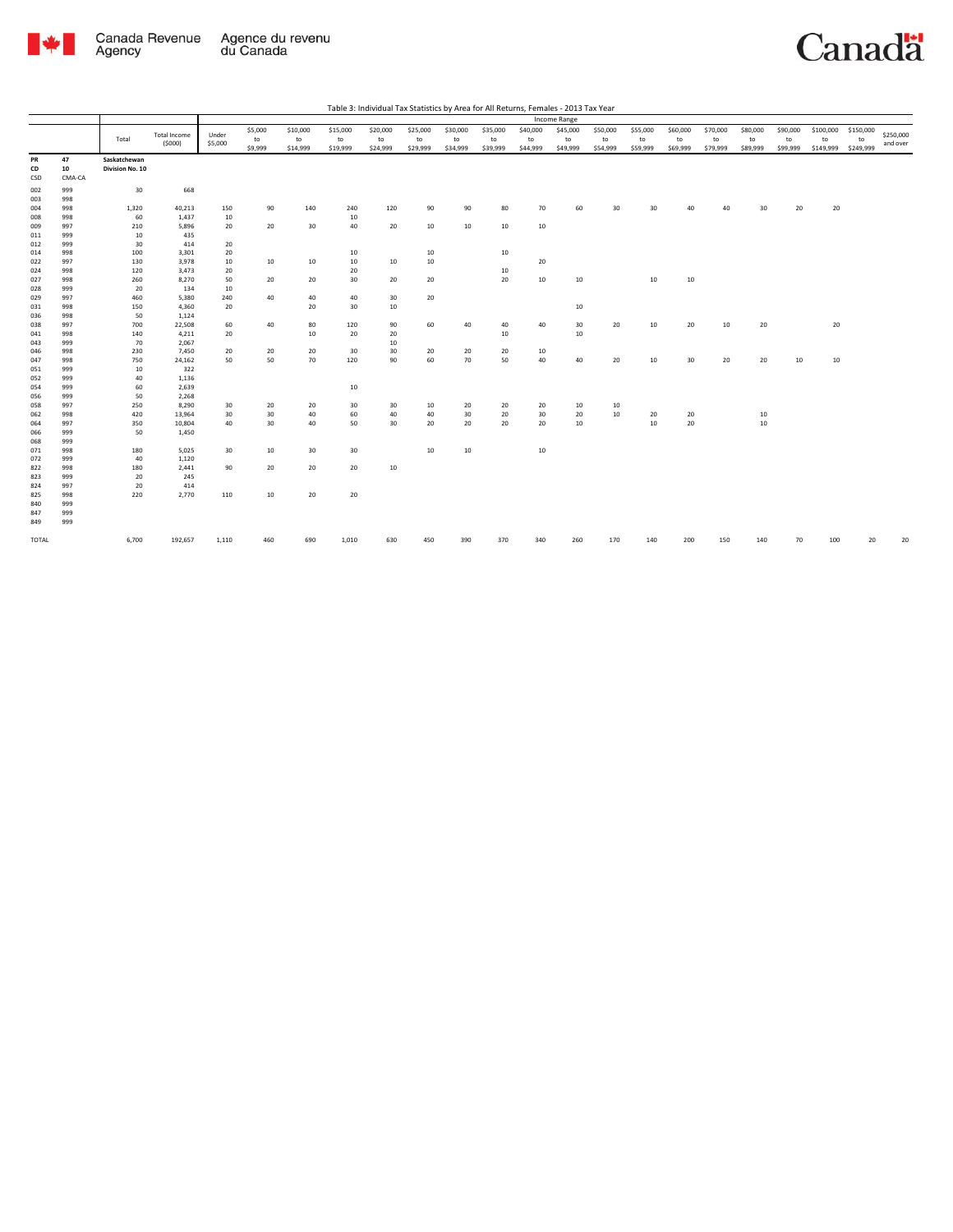Table 3: Individual Tax Statistics by Area for All Returns, Females - 2013 Tax Year

| | | Total | Total Income ($000) | Income Range | | | | | | | | | | | | | | | | | | |
|---|---|---|---|---|---|---|---|---|---|---|---|---|---|---|---|---|---|---|---|---|---|---|
| | | | | Under $5,000 | $5,000 to $9,999 | $10,000 to $14,999 | $15,000 to $19,999 | $20,000 to $24,999 | $25,000 to $29,999 | $30,000 to $34,999 | $35,000 to $39,999 | $40,000 to $44,999 | $45,000 to $49,999 | $50,000 to $54,999 | $55,000 to $59,999 | $60,000 to $69,999 | $70,000 to $79,999 | $80,000 to $89,999 | $90,000 to $99,999 | $100,000 to $149,999 | $150,000 to $249,999 | $250,000 and over |
| PR | 47 | Saskatchewan | | | | | | | | | | | | | | | | | | | | |
| CD | 10 | Division No. 10 | | | | | | | | | | | | | | | | | | | | |
| CSD | CMA-CA | | | | | | | | | | | | | | | | | | | | | |
| 002 | 999 | 30 | 668 | | | | | | | | | | | | | | | | | | | |
| 003 | 998 | | | | | | | | | | | | | | | | | | | | | |
| 004 | 998 | 1,320 | 40,213 | 150 | 90 | 140 | 240 | 120 | 90 | 90 | 80 | 70 | 60 | 30 | 30 | 40 | 40 | 30 | 20 | 20 | | |
| 008 | 998 | 60 | 1,437 | 10 | | | 10 | | | | | | | | | | | | | | | |
| 009 | 997 | 210 | 5,896 | 20 | 20 | 30 | 40 | 20 | 10 | 10 | 10 | 10 | | | | | | | | | | |
| 011 | 999 | 10 | 435 | | | | | | | | | | | | | | | | | | | |
| 012 | 999 | 30 | 414 | 20 | | | | | | | | | | | | | | | | | | |
| 014 | 998 | 100 | 3,301 | 20 | | | 10 | | 10 | | 10 | | | | | | | | | | | |
| 022 | 997 | 130 | 3,978 | 10 | 10 | 10 | 10 | 10 | 10 | | | 20 | | | | | | | | | | |
| 024 | 998 | 120 | 3,473 | 20 | | | 20 | | | | 10 | | | | | | | | | | | |
| 027 | 998 | 260 | 8,270 | 50 | 20 | 20 | 30 | 20 | 20 | | 20 | 10 | 10 | | 10 | 10 | | | | | | |
| 028 | 999 | 20 | 134 | 10 | | | | | | | | | | | | | | | | | | |
| 029 | 997 | 460 | 5,380 | 240 | 40 | 40 | 40 | 30 | 20 | | | | | | | | | | | | | |
| 031 | 998 | 150 | 4,360 | 20 | | 20 | 30 | 10 | | | | | 10 | | | | | | | | | |
| 036 | 998 | 50 | 1,124 | | | | | | | | | | | | | | | | | | | |
| 038 | 997 | 700 | 22,508 | 60 | 40 | 80 | 120 | 90 | 60 | 40 | 40 | 40 | 30 | 20 | 10 | 20 | 10 | 20 | | 20 | | |
| 041 | 998 | 140 | 4,211 | 20 | | 10 | 20 | 20 | | | 10 | | 10 | | | | | | | | | |
| 043 | 999 | 70 | 2,067 | | | | | 10 | | | | | | | | | | | | | | |
| 046 | 998 | 230 | 7,450 | 20 | 20 | 20 | 30 | 30 | 20 | 20 | 20 | 10 | | | | | | | | | | |
| 047 | 998 | 750 | 24,162 | 50 | 50 | 70 | 120 | 90 | 60 | 70 | 50 | 40 | 40 | 20 | 10 | 30 | 20 | 20 | 10 | 10 | | |
| 051 | 999 | 10 | 322 | | | | | | | | | | | | | | | | | | | |
| 052 | 999 | 40 | 1,136 | | | | | | | | | | | | | | | | | | | |
| 054 | 999 | 60 | 2,639 | | | | 10 | | | | | | | | | | | | | | | |
| 056 | 999 | 50 | 2,268 | | | | | | | | | | | | | | | | | | | |
| 058 | 997 | 250 | 8,290 | 30 | 20 | 20 | 30 | 30 | 10 | 20 | 20 | 20 | 10 | 10 | | | | | | | | |
| 062 | 998 | 420 | 13,964 | 30 | 30 | 40 | 60 | 40 | 40 | 30 | 20 | 30 | 20 | 10 | 20 | 20 | | 10 | | | | |
| 064 | 997 | 350 | 10,804 | 40 | 30 | 40 | 50 | 30 | 20 | 20 | 20 | 20 | 10 | | 10 | 20 | | 10 | | | | |
| 066 | 999 | 50 | 1,450 | | | | | | | | | | | | | | | | | | | |
| 068 | 999 | | | | | | | | | | | | | | | | | | | | | |
| 071 | 998 | 180 | 5,025 | 30 | 10 | 30 | 30 | | 10 | 10 | | 10 | | | | | | | | | | |
| 072 | 999 | 40 | 1,120 | | | | | | | | | | | | | | | | | | | |
| 822 | 998 | 180 | 2,441 | 90 | 20 | 20 | 20 | 10 | | | | | | | | | | | | | | |
| 823 | 999 | 20 | 245 | | | | | | | | | | | | | | | | | | | |
| 824 | 997 | 20 | 414 | | | | | | | | | | | | | | | | | | | |
| 825 | 998 | 220 | 2,770 | 110 | 10 | 20 | 20 | | | | | | | | | | | | | | | |
| 840 | 999 | | | | | | | | | | | | | | | | | | | | | |
| 847 | 999 | | | | | | | | | | | | | | | | | | | | | |
| 849 | 999 | | | | | | | | | | | | | | | | | | | | | |
| TOTAL | | 6,700 | 192,657 | 1,110 | 460 | 690 | 1,010 | 630 | 450 | 390 | 370 | 340 | 260 | 170 | 140 | 200 | 150 | 140 | 70 | 100 | 20 | 20 |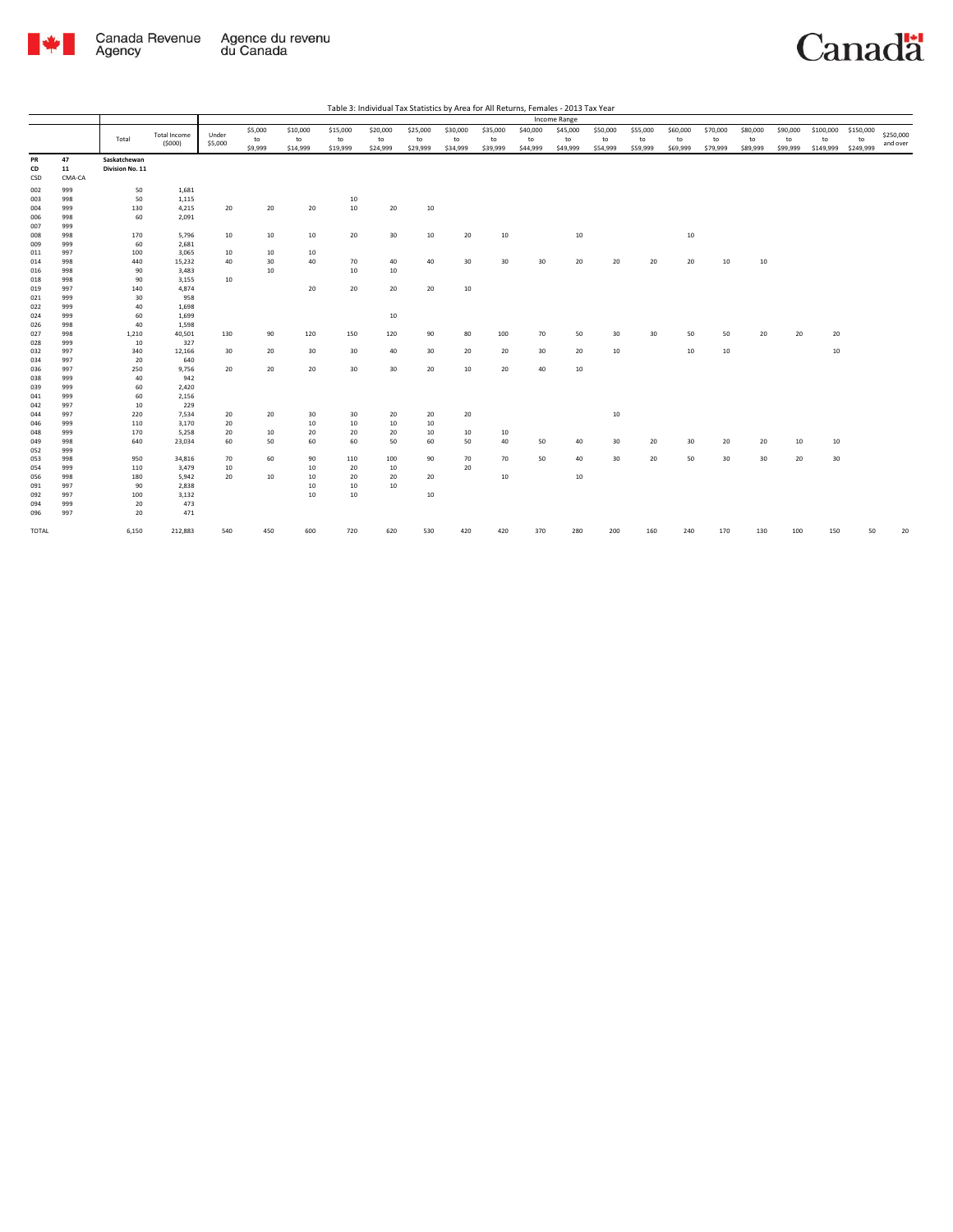Table 3: Individual Tax Statistics by Area for All Returns, Females - 2013 Tax Year

| | | Total | Total Income ($000) | Income Range | | | | | | | | | | | | | | | | | | |
|---|---|---|---|---|---|---|---|---|---|---|---|---|---|---|---|---|---|---|---|---|---|---|
| | | | | Under $5,000 | $5,000 to $9,999 | $10,000 to $14,999 | $15,000 to $19,999 | $20,000 to $24,999 | $25,000 to $29,999 | $30,000 to $34,999 | $35,000 to $39,999 | $40,000 to $44,999 | $45,000 to $49,999 | $50,000 to $54,999 | $55,000 to $59,999 | $60,000 to $69,999 | $70,000 to $79,999 | $80,000 to $89,999 | $90,000 to $99,999 | $100,000 to $149,999 | $150,000 to $249,999 | $250,000 and over |
| **PR** | **47** | **Saskatchewan** | | | | | | | | | | | | | | | | | | | | |
| **CD** | **11** | **Division No. 11** | | | | | | | | | | | | | | | | | | | | |
| CSD | CMA-CA | | | | | | | | | | | | | | | | | | | | | |
| 002 | 999 | 50 | 1,681 | | | | | | | | | | | | | | | | | | | |
| 003 | 998 | 50 | 1,115 | | | | 10 | | | | | | | | | | | | | | | |
| 004 | 999 | 130 | 4,215 | 20 | 20 | 20 | 10 | 20 | 10 | | | | | | | | | | | | | |
| 006 | 998 | 60 | 2,091 | | | | | | | | | | | | | | | | | | | |
| 007 | 999 | | | | | | | | | | | | | | | | | | | | | |
| 008 | 998 | 170 | 5,796 | 10 | 10 | 10 | 20 | 30 | 10 | 20 | 10 | | 10 | | | 10 | | | | | | |
| 009 | 999 | 60 | 2,681 | | | | | | | | | | | | | | | | | | | |
| 011 | 997 | 100 | 3,065 | 10 | 10 | 10 | | | | | | | | | | | | | | | | |
| 014 | 998 | 440 | 15,232 | 40 | 30 | 40 | 70 | 40 | 40 | 30 | 30 | 30 | 20 | 20 | 20 | 20 | 10 | 10 | | | | |
| 016 | 998 | 90 | 3,483 | | 10 | | 10 | 10 | | | | | | | | | | | | | | |
| 018 | 998 | 90 | 3,155 | 10 | | | | | | | | | | | | | | | | | | |
| 019 | 997 | 140 | 4,874 | | | 20 | 20 | 20 | 20 | 10 | | | | | | | | | | | | |
| 021 | 999 | 30 | 958 | | | | | | | | | | | | | | | | | | | |
| 022 | 999 | 40 | 1,698 | | | | | | | | | | | | | | | | | | | |
| 024 | 999 | 60 | 1,699 | | | | | 10 | | | | | | | | | | | | | | |
| 026 | 998 | 40 | 1,598 | | | | | | | | | | | | | | | | | | | |
| 027 | 998 | 1,210 | 40,501 | 130 | 90 | 120 | 150 | 120 | 90 | 80 | 100 | 70 | 50 | 30 | 30 | 50 | 50 | 20 | 20 | 20 | | |
| 028 | 999 | 10 | 327 | | | | | | | | | | | | | | | | | | | |
| 032 | 997 | 340 | 12,166 | 30 | 20 | 30 | 30 | 40 | 30 | 20 | 20 | 30 | 20 | 10 | | 10 | 10 | | | 10 | | |
| 034 | 997 | 20 | 640 | | | | | | | | | | | | | | | | | | | |
| 036 | 997 | 250 | 9,756 | 20 | 20 | 20 | 30 | 30 | 20 | 10 | 20 | 40 | 10 | | | | | | | | | |
| 038 | 999 | 40 | 942 | | | | | | | | | | | | | | | | | | | |
| 039 | 999 | 60 | 2,420 | | | | | | | | | | | | | | | | | | | |
| 041 | 999 | 60 | 2,156 | | | | | | | | | | | | | | | | | | | |
| 042 | 997 | 10 | 229 | | | | | | | | | | | | | | | | | | | |
| 044 | 997 | 220 | 7,534 | 20 | 20 | 30 | 30 | 20 | 20 | 20 | | | | 10 | | | | | | | | |
| 046 | 999 | 110 | 3,170 | 20 | | 10 | 10 | 10 | 10 | | | | | | | | | | | | | |
| 048 | 999 | 170 | 5,258 | 20 | 10 | 20 | 20 | 20 | 10 | 10 | 10 | | | | | | | | | | | |
| 049 | 998 | 640 | 23,034 | 60 | 50 | 60 | 60 | 50 | 60 | 50 | 40 | 50 | 40 | 30 | 20 | 30 | 20 | 20 | 10 | 10 | | |
| 052 | 999 | | | | | | | | | | | | | | | | | | | | | |
| 053 | 998 | 950 | 34,816 | 70 | 60 | 90 | 110 | 100 | 90 | 70 | 70 | 50 | 40 | 30 | 20 | 50 | 30 | 30 | 20 | 30 | | |
| 054 | 999 | 110 | 3,479 | 10 | | 10 | 20 | 10 | | 20 | | | | | | | | | | | | |
| 056 | 998 | 180 | 5,942 | 20 | 10 | 10 | 20 | 20 | 20 | | 10 | | 10 | | | | | | | | | |
| 091 | 997 | 90 | 2,838 | | | 10 | 10 | 10 | | | | | | | | | | | | | | |
| 092 | 997 | 100 | 3,132 | | | 10 | 10 | | 10 | | | | | | | | | | | | | |
| 094 | 999 | 20 | 473 | | | | | | | | | | | | | | | | | | | |
| 096 | 997 | 20 | 471 | | | | | | | | | | | | | | | | | | | |
| TOTAL | | 6,150 | 212,883 | 540 | 450 | 600 | 720 | 620 | 530 | 420 | 420 | 370 | 280 | 200 | 160 | 240 | 170 | 130 | 100 | 150 | 50 | 20 |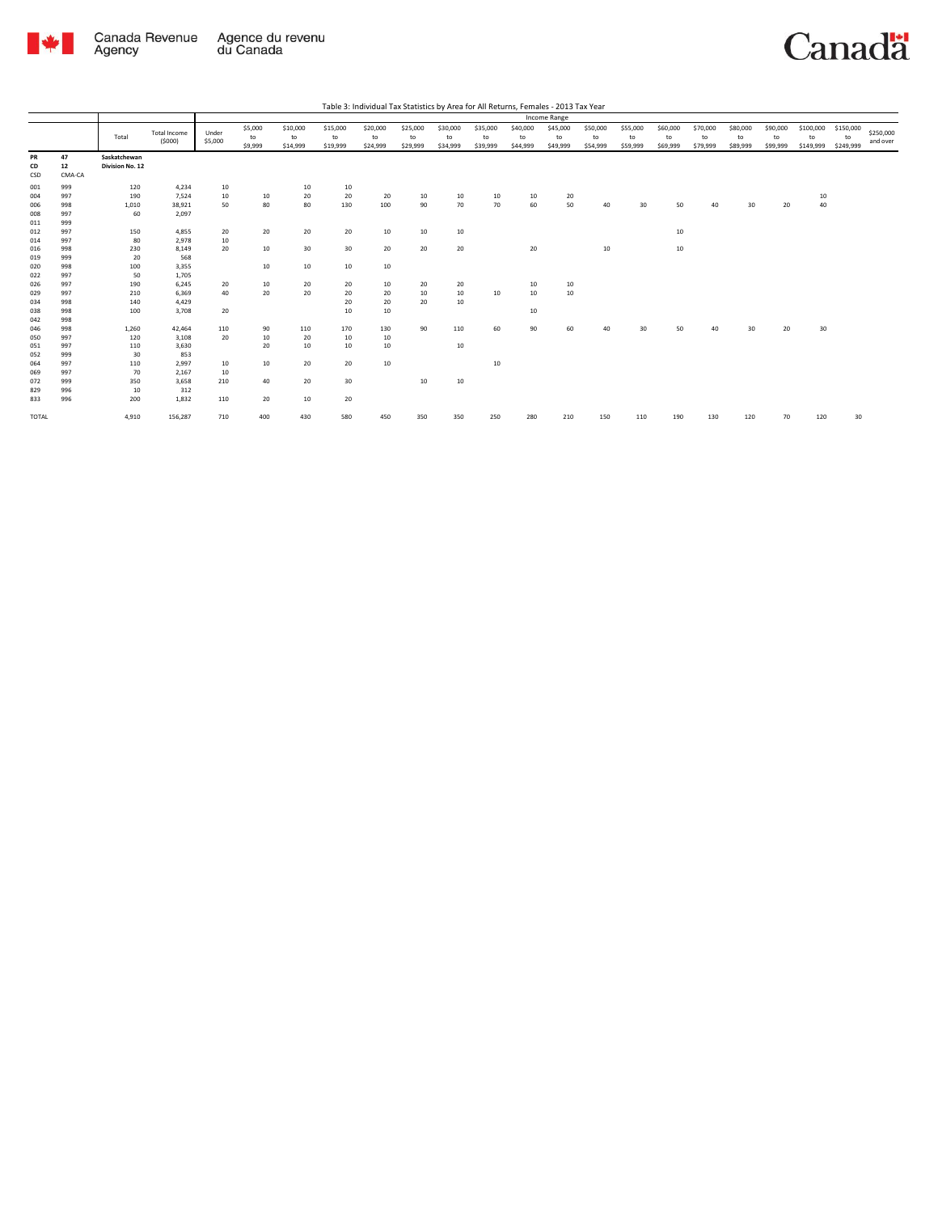Table 3: Individual Tax Statistics by Area for All Returns, Females - 2013 Tax Year

| | | Total | Total Income ($000) | Income Range | | | | | | | | | | | | | | | | | | |
|---|---|---|---|---|---|---|---|---|---|---|---|---|---|---|---|---|---|---|---|---|---|---|
| | | | | Under $5,000 | $5,000 to $9,999 | $10,000 to $14,999 | $15,000 to $19,999 | $20,000 to $24,999 | $25,000 to $29,999 | $30,000 to $34,999 | $35,000 to $39,999 | $40,000 to $44,999 | $45,000 to $49,999 | $50,000 to $54,999 | $55,000 to $59,999 | $60,000 to $69,999 | $70,000 to $79,999 | $80,000 to $89,999 | $90,000 to $99,999 | $100,000 to $149,999 | $150,000 to $249,999 | $250,000 and over |
| PR | 47 | Saskatchewan | | | | | | | | | | | | | | | | | | | | |
| CD | 12 | Division No. 12 | | | | | | | | | | | | | | | | | | | | |
| CSD | CMA-CA | | | | | | | | | | | | | | | | | | | | | |
| 001 | 999 | 120 | 4,234 | 10 | | 10 | 10 | | | | | | | | | | | | | | | |
| 004 | 997 | 190 | 7,524 | 10 | 10 | 20 | 20 | 20 | 10 | 10 | 10 | 10 | 20 | | | | | | | 10 | | |
| 006 | 998 | 1,010 | 38,921 | 50 | 80 | 80 | 130 | 100 | 90 | 70 | 70 | 60 | 50 | 40 | 30 | 50 | 40 | 30 | 20 | 40 | | |
| 008 | 997 | 60 | 2,097 | | | | | | | | | | | | | | | | | | | |
| 011 | 999 | | | | | | | | | | | | | | | | | | | | | |
| 012 | 997 | 150 | 4,855 | 20 | 20 | 20 | 20 | 10 | 10 | 10 | | | | | | 10 | | | | | | |
| 014 | 997 | 80 | 2,978 | 10 | | | | | | | | | | | | | | | | | | |
| 016 | 998 | 230 | 8,149 | 20 | 10 | 30 | 30 | 20 | 20 | 20 | | 20 | | 10 | | 10 | | | | | | |
| 019 | 999 | 20 | 568 | | | | | | | | | | | | | | | | | | | |
| 020 | 998 | 100 | 3,355 | | 10 | 10 | 10 | 10 | | | | | | | | | | | | | | |
| 022 | 997 | 50 | 1,705 | | | | | | | | | | | | | | | | | | | |
| 026 | 997 | 190 | 6,245 | 20 | 10 | 20 | 20 | 10 | 20 | 20 | | 10 | 10 | | | | | | | | | |
| 029 | 997 | 210 | 6,369 | 40 | 20 | 20 | 20 | 20 | 10 | 10 | 10 | 10 | 10 | | | | | | | | | |
| 034 | 998 | 140 | 4,429 | | | | 20 | 20 | 20 | 10 | | | | | | | | | | | | |
| 038 | 998 | 100 | 3,708 | 20 | | | 10 | 10 | | | | 10 | | | | | | | | | | |
| 042 | 998 | | | | | | | | | | | | | | | | | | | | | |
| 046 | 998 | 1,260 | 42,464 | 110 | 90 | 110 | 170 | 130 | 90 | 110 | 60 | 90 | 60 | 40 | 30 | 50 | 40 | 30 | 20 | 30 | | |
| 050 | 997 | 120 | 3,108 | 20 | 10 | 20 | 10 | 10 | | | | | | | | | | | | | | |
| 051 | 997 | 110 | 3,630 | | 20 | 10 | 10 | 10 | | 10 | | | | | | | | | | | | |
| 052 | 999 | 30 | 853 | | | | | | | | | | | | | | | | | | | |
| 064 | 997 | 110 | 2,997 | 10 | 10 | 20 | 20 | 10 | | | 10 | | | | | | | | | | | |
| 069 | 997 | 70 | 2,167 | 10 | | | | | | | | | | | | | | | | | | |
| 072 | 999 | 350 | 3,658 | 210 | 40 | 20 | 30 | | 10 | 10 | | | | | | | | | | | | |
| 829 | 996 | 10 | 312 | | | | | | | | | | | | | | | | | | | |
| 833 | 996 | 200 | 1,832 | 110 | 20 | 10 | 20 | | | | | | | | | | | | | | | |
| TOTAL | | 4,910 | 156,287 | 710 | 400 | 430 | 580 | 450 | 350 | 350 | 250 | 280 | 210 | 150 | 110 | 190 | 130 | 120 | 70 | 120 | 30 | |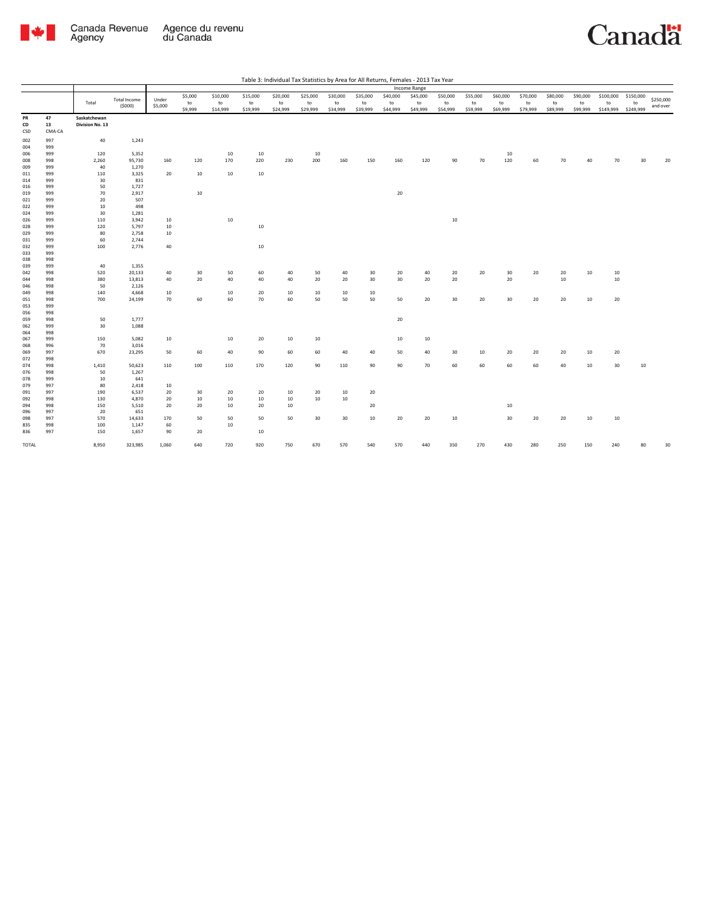Table 3: Individual Tax Statistics by Area for All Returns, Females - 2013 Tax Year

| | | Total | Total Income ($000) | Income Range | | | | | | | | | | | | | | | | | | |
|---|---|---|---|---|---|---|---|---|---|---|---|---|---|---|---|---|---|---|---|---|---|---|
| | | | | Under $5,000 | $5,000 to $9,999 | $10,000 to $14,999 | $15,000 to $19,999 | $20,000 to $24,999 | $25,000 to $29,999 | $30,000 to $34,999 | $35,000 to $39,999 | $40,000 to $44,999 | $45,000 to $49,999 | $50,000 to $54,999 | $55,000 to $59,999 | $60,000 to $69,999 | $70,000 to $79,999 | $80,000 to $89,999 | $90,000 to $99,999 | $100,000 to $149,999 | $150,000 to $249,999 | $250,000 and over |
| PR | 47 | Saskatchewan | | | | | | | | | | | | | | | | | | | | |
| CD | 13 | Division No. 13 | | | | | | | | | | | | | | | | | | | | |
| CSD | CMA-CA | | | | | | | | | | | | | | | | | | | | | |
| 002 | 997 | 40 | 1,243 | | | | | | | | | | | | | | | | | | | |
| 004 | 999 | | | | | | | | | | | | | | | | | | | | | |
| 006 | 999 | 120 | 5,352 | | | 10 | 10 | | 10 | | | | | | | 10 | | | | | | |
| 008 | 998 | 2,260 | 95,730 | 160 | 120 | 170 | 220 | 230 | 200 | 160 | 150 | 160 | 120 | 90 | 70 | 120 | 60 | 70 | 40 | 70 | 30 | 20 |
| 009 | 999 | 40 | 1,270 | | | | | | | | | | | | | | | | | | | |
| 011 | 999 | 110 | 3,325 | 20 | 10 | 10 | 10 | | | | | | | | | | | | | | | |
| 014 | 999 | 30 | 831 | | | | | | | | | | | | | | | | | | | |
| 016 | 999 | 50 | 1,727 | | | | | | | | | | | | | | | | | | | |
| 019 | 999 | 70 | 2,917 | | 10 | | | | | | | 20 | | | | | | | | | | |
| 021 | 999 | 20 | 507 | | | | | | | | | | | | | | | | | | | |
| 022 | 999 | 10 | 498 | | | | | | | | | | | | | | | | | | | |
| 024 | 999 | 30 | 1,281 | | | | | | | | | | | | | | | | | | | |
| 026 | 999 | 110 | 3,942 | 10 | | 10 | | | | | | | | 10 | | | | | | | | |
| 028 | 999 | 120 | 5,797 | 10 | | | 10 | | | | | | | | | | | | | | | |
| 029 | 999 | 80 | 2,758 | 10 | | | | | | | | | | | | | | | | | | |
| 031 | 999 | 60 | 2,744 | | | | | | | | | | | | | | | | | | | |
| 032 | 999 | 100 | 2,776 | 40 | | | 10 | | | | | | | | | | | | | | | |
| 033 | 999 | | | | | | | | | | | | | | | | | | | | | |
| 038 | 998 | | | | | | | | | | | | | | | | | | | | | |
| 039 | 999 | 40 | 1,355 | | | | | | | | | | | | | | | | | | | |
| 042 | 998 | 520 | 20,133 | 40 | 30 | 50 | 60 | 40 | 50 | 40 | 30 | 20 | 40 | 20 | 20 | 30 | 20 | 20 | 10 | 10 | | |
| 044 | 998 | 380 | 13,813 | 40 | 20 | 40 | 40 | 40 | 20 | 20 | 30 | 30 | 20 | 20 | | 20 | | 10 | | 10 | | |
| 046 | 998 | 50 | 2,126 | | | | | | | | | | | | | | | | | | | |
| 049 | 998 | 140 | 4,668 | 10 | | 10 | 20 | 10 | 10 | 10 | 10 | | | | | | | | | | | |
| 051 | 998 | 700 | 24,199 | 70 | 60 | 60 | 70 | 60 | 50 | 50 | 50 | 50 | 20 | 30 | 20 | 30 | 20 | 20 | 10 | 20 | | |
| 053 | 999 | | | | | | | | | | | | | | | | | | | | | |
| 056 | 998 | | | | | | | | | | | | | | | | | | | | | |
| 059 | 998 | 50 | 1,777 | | | | | | | | | 20 | | | | | | | | | | |
| 062 | 999 | 30 | 1,088 | | | | | | | | | | | | | | | | | | | |
| 064 | 998 | | | | | | | | | | | | | | | | | | | | | |
| 067 | 999 | 150 | 5,082 | 10 | | 10 | 20 | 10 | 10 | | | 10 | 10 | | | | | | | | | |
| 068 | 996 | 70 | 3,016 | | | | | | | | | | | | | | | | | | | |
| 069 | 997 | 670 | 23,295 | 50 | 60 | 40 | 90 | 60 | 60 | 40 | 40 | 50 | 40 | 30 | 10 | 20 | 20 | 20 | 10 | 20 | | |
| 072 | 998 | | | | | | | | | | | | | | | | | | | | | |
| 074 | 998 | 1,410 | 50,623 | 110 | 100 | 110 | 170 | 120 | 90 | 110 | 90 | 90 | 70 | 60 | 60 | 60 | 60 | 40 | 10 | 30 | 10 | |
| 076 | 998 | 50 | 1,267 | | | | | | | | | | | | | | | | | | | |
| 078 | 999 | 10 | 641 | | | | | | | | | | | | | | | | | | | |
| 079 | 997 | 80 | 2,418 | 10 | | | | | | | | | | | | | | | | | | |
| 091 | 997 | 190 | 6,537 | 20 | 30 | 20 | 20 | 10 | 20 | 10 | 20 | | | | | | | | | | | |
| 092 | 998 | 130 | 4,870 | 20 | 10 | 10 | 10 | 10 | 10 | 10 | | | | | | | | | | | | |
| 094 | 998 | 150 | 5,510 | 20 | 20 | 10 | 20 | 10 | | | 20 | | | | | 10 | | | | | | |
| 096 | 997 | 20 | 651 | | | | | | | | | | | | | | | | | | | |
| 098 | 997 | 570 | 14,633 | 170 | 50 | 50 | 50 | 50 | 30 | 30 | 10 | 20 | 20 | 10 | | 30 | 20 | 20 | 10 | 10 | | |
| 835 | 998 | 100 | 1,147 | 60 | | 10 | | | | | | | | | | | | | | | | |
| 836 | 997 | 150 | 1,657 | 90 | 20 | | 10 | | | | | | | | | | | | | | | |
| TOTAL | | 8,950 | 323,985 | 1,060 | 640 | 720 | 920 | 750 | 670 | 570 | 540 | 570 | 440 | 350 | 270 | 430 | 280 | 250 | 150 | 240 | 80 | 30 |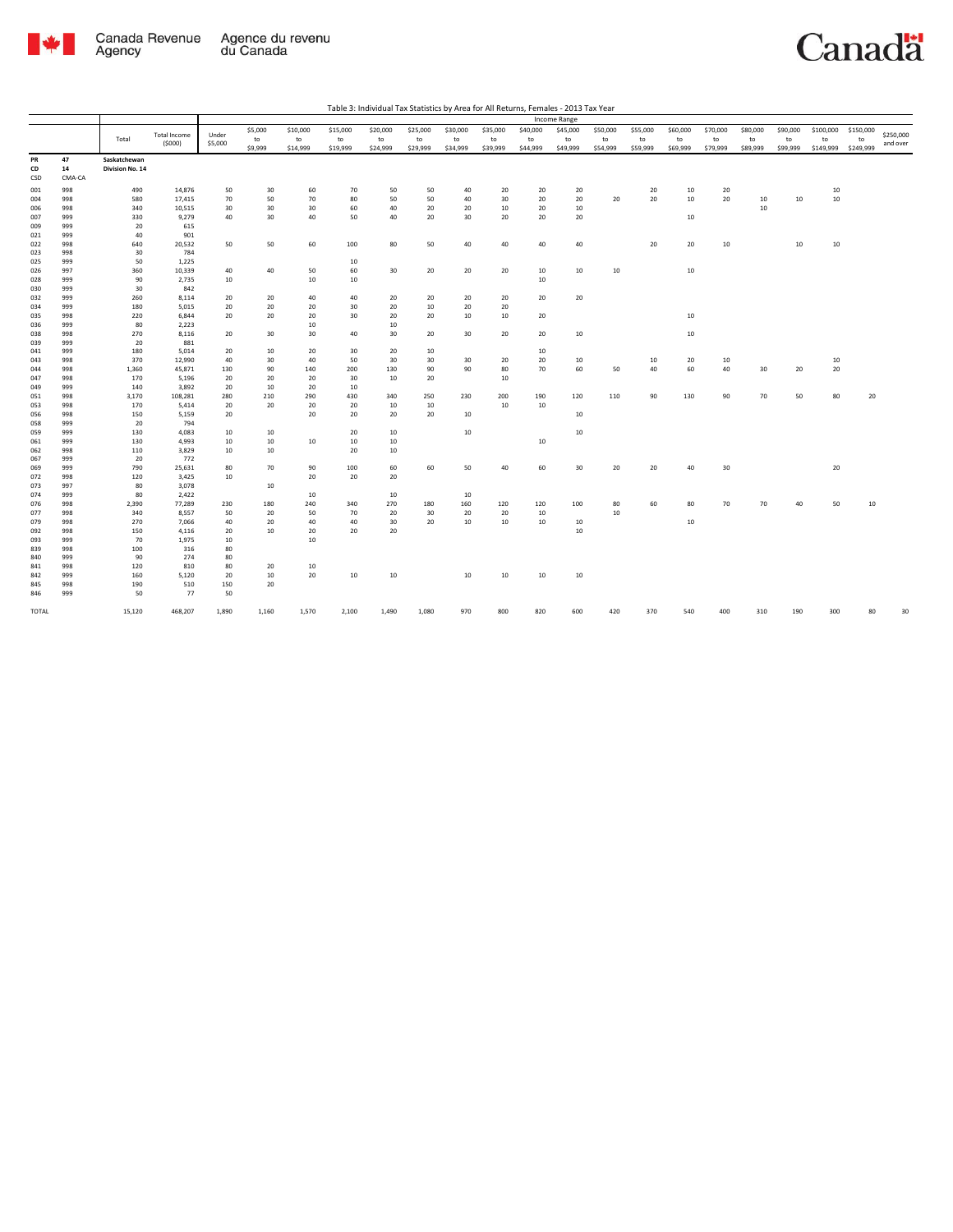Table 3: Individual Tax Statistics by Area for All Returns, Females - 2013 Tax Year

| | | Total | Total Income ($000) | Income Range | | | | | | | | | | | | | | | | | | |
|---|---|---|---|---|---|---|---|---|---|---|---|---|---|---|---|---|---|---|---|---|---|---|
| | | | | Under $5,000 | $5,000 to $9,999 | $10,000 to $14,999 | $15,000 to $19,999 | $20,000 to $24,999 | $25,000 to $29,999 | $30,000 to $34,999 | $35,000 to $39,999 | $40,000 to $44,999 | $45,000 to $49,999 | $50,000 to $54,999 | $55,000 to $59,999 | $60,000 to $69,999 | $70,000 to $79,999 | $80,000 to $89,999 | $90,000 to $99,999 | $100,000 to $149,999 | $150,000 to $249,999 | $250,000 and over |
| PR | 47 | Saskatchewan | | | | | | | | | | | | | | | | | | | | |
| CD | 14 | Division No. 14 | | | | | | | | | | | | | | | | | | | | |
| CSD | CMA-CA | | | | | | | | | | | | | | | | | | | | | |
| 001 | 998 | 490 | 14,876 | 50 | 30 | 60 | 70 | 50 | 50 | 40 | 20 | 20 | 20 | | 20 | 10 | 20 | | | 10 | | |
| 004 | 998 | 580 | 17,415 | 70 | 50 | 70 | 80 | 50 | 50 | 40 | 30 | 20 | 20 | 20 | 20 | 10 | 20 | 10 | 10 | 10 | | |
| 006 | 998 | 340 | 10,515 | 30 | 30 | 30 | 60 | 40 | 20 | 20 | 10 | 20 | 10 | | | | | 10 | | | | |
| 007 | 999 | 330 | 9,279 | 40 | 30 | 40 | 50 | 40 | 20 | 30 | 20 | 20 | 20 | | | 10 | | | | | | |
| 009 | 999 | 20 | 615 | | | | | | | | | | | | | | | | | | | |
| 021 | 999 | 40 | 901 | | | | | | | | | | | | | | | | | | | |
| 022 | 998 | 640 | 20,532 | 50 | 50 | 60 | 100 | 80 | 50 | 40 | 40 | 40 | 40 | | 20 | 20 | 10 | | 10 | 10 | | |
| 023 | 998 | 30 | 784 | | | | | | | | | | | | | | | | | | | |
| 025 | 999 | 50 | 1,225 | | | | 10 | | | | | | | | | | | | | | | |
| 026 | 997 | 360 | 10,339 | 40 | 40 | 50 | 60 | 30 | 20 | 20 | 20 | 10 | 10 | 10 | | 10 | | | | | | |
| 028 | 999 | 90 | 2,735 | 10 | | 10 | 10 | | | | | 10 | | | | | | | | | | |
| 030 | 999 | 30 | 842 | | | | | | | | | | | | | | | | | | | |
| 032 | 999 | 260 | 8,114 | 20 | 20 | 40 | 40 | 20 | 20 | 20 | 20 | 20 | 20 | | | | | | | | | |
| 034 | 999 | 180 | 5,015 | 20 | 20 | 20 | 30 | 20 | 10 | 20 | 20 | | | | | | | | | | | |
| 035 | 998 | 220 | 6,844 | 20 | 20 | 20 | 30 | 20 | 20 | 10 | 10 | 20 | | | | 10 | | | | | | |
| 036 | 999 | 80 | 2,223 | | | 10 | | 10 | | | | | | | | | | | | | | |
| 038 | 998 | 270 | 8,116 | 20 | 30 | 30 | 40 | 30 | 20 | 30 | 20 | 20 | 10 | | | 10 | | | | | | |
| 039 | 999 | 20 | 881 | | | | | | | | | | | | | | | | | | | |
| 041 | 999 | 180 | 5,014 | 20 | 10 | 20 | 30 | 20 | 10 | | | 10 | | | | | | | | | | |
| 043 | 998 | 370 | 12,990 | 40 | 30 | 40 | 50 | 30 | 30 | 30 | 20 | 20 | 10 | | 10 | 20 | 10 | | | 10 | | |
| 044 | 998 | 1,360 | 45,871 | 130 | 90 | 140 | 200 | 130 | 90 | 90 | 80 | 70 | 60 | 50 | 40 | 60 | 40 | 30 | 20 | 20 | | |
| 047 | 998 | 170 | 5,196 | 20 | 20 | 20 | 30 | 10 | 20 | | 10 | | | | | | | | | | | |
| 049 | 999 | 140 | 3,892 | 20 | 10 | 20 | 10 | | | | | | | | | | | | | | | |
| 051 | 998 | 3,170 | 108,281 | 280 | 210 | 290 | 430 | 340 | 250 | 230 | 200 | 190 | 120 | 110 | 90 | 130 | 90 | 70 | 50 | 80 | 20 | |
| 053 | 998 | 170 | 5,414 | 20 | 20 | 20 | 20 | 10 | 10 | | 10 | 10 | | | | | | | | | | |
| 056 | 998 | 150 | 5,159 | 20 | | 20 | 20 | 20 | 20 | 10 | | | 10 | | | | | | | | | |
| 058 | 999 | 20 | 794 | | | | | | | | | | | | | | | | | | | |
| 059 | 999 | 130 | 4,083 | 10 | 10 | | 20 | 10 | | 10 | | | 10 | | | | | | | | | |
| 061 | 999 | 130 | 4,993 | 10 | 10 | 10 | 10 | 10 | | | | 10 | | | | | | | | | | |
| 062 | 998 | 110 | 3,829 | 10 | 10 | | 20 | 10 | | | | | | | | | | | | | | |
| 067 | 999 | 20 | 772 | | | | | | | | | | | | | | | | | | | |
| 069 | 999 | 790 | 25,631 | 80 | 70 | 90 | 100 | 60 | 60 | 50 | 40 | 60 | 30 | 20 | 20 | 40 | 30 | | | 20 | | |
| 072 | 998 | 120 | 3,425 | 10 | | 20 | 20 | 20 | | | | | | | | | | | | | | |
| 073 | 997 | 80 | 3,078 | | 10 | | | | | | | | | | | | | | | | | |
| 074 | 999 | 80 | 2,422 | | | 10 | | 10 | | 10 | | | | | | | | | | | | |
| 076 | 998 | 2,390 | 77,289 | 230 | 180 | 240 | 340 | 270 | 180 | 160 | 120 | 120 | 100 | 80 | 60 | 80 | 70 | 70 | 40 | 50 | 10 | |
| 077 | 998 | 340 | 8,557 | 50 | 20 | 50 | 70 | 20 | 30 | 20 | 20 | 10 | | 10 | | | | | | | | |
| 079 | 998 | 270 | 7,066 | 40 | 20 | 40 | 40 | 30 | 20 | 10 | 10 | 10 | 10 | | | 10 | | | | | | |
| 092 | 998 | 150 | 4,116 | 20 | 10 | 20 | 20 | 20 | | | | | 10 | | | | | | | | | |
| 093 | 999 | 70 | 1,975 | 10 | | 10 | | | | | | | | | | | | | | | | |
| 839 | 998 | 100 | 316 | 80 | | | | | | | | | | | | | | | | | | |
| 840 | 999 | 90 | 274 | 80 | | | | | | | | | | | | | | | | | | |
| 841 | 998 | 120 | 810 | 80 | 20 | 10 | | | | | | | | | | | | | | | | |
| 842 | 999 | 160 | 5,120 | 20 | 10 | 20 | 10 | 10 | | 10 | 10 | 10 | 10 | | | | | | | | | |
| 845 | 998 | 190 | 510 | 150 | 20 | | | | | | | | | | | | | | | | | |
| 846 | 999 | 50 | 77 | 50 | | | | | | | | | | | | | | | | | | |
| TOTAL | | 15,120 | 468,207 | 1,890 | 1,160 | 1,570 | 2,100 | 1,490 | 1,080 | 970 | 800 | 820 | 600 | 420 | 370 | 540 | 400 | 310 | 190 | 300 | 80 | 30 |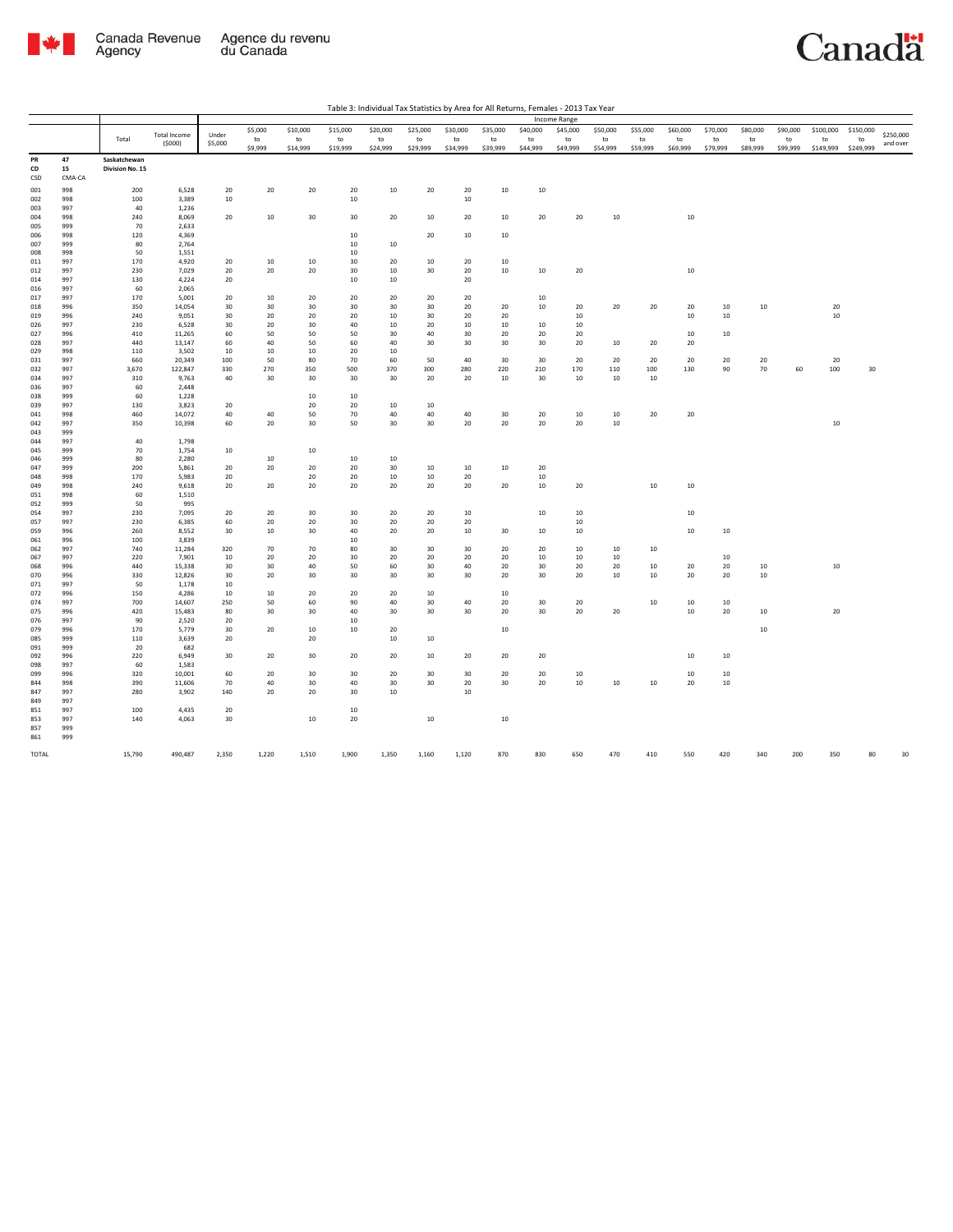Table 3: Individual Tax Statistics by Area for All Returns, Females - 2013 Tax Year

| | | Total | Total Income ($000) | Income Range | | | | | | | | | | | | | | | | | | |
|---|---|---|---|---|---|---|---|---|---|---|---|---|---|---|---|---|---|---|---|---|---|---|
| | | | | Under $5,000 | $5,000 to $9,999 | $10,000 to $14,999 | $15,000 to $19,999 | $20,000 to $24,999 | $25,000 to $29,999 | $30,000 to $34,999 | $35,000 to $39,999 | $40,000 to $44,999 | $45,000 to $49,999 | $50,000 to $54,999 | $55,000 to $59,999 | $60,000 to $69,999 | $70,000 to $79,999 | $80,000 to $89,999 | $90,000 to $99,999 | $100,000 to $149,999 | $150,000 to $249,999 | $250,000 and over |
| PR 47 | | Saskatchewan | | | | | | | | | | | | | | | | | | | | |
| CD 15 | | Division No. 15 | | | | | | | | | | | | | | | | | | | | |
| CSD | CMA-CA | | | | | | | | | | | | | | | | | | | | | |
| 001 | 998 | 200 | 6,528 | 20 | 20 | 20 | 20 | 10 | 20 | 20 | 10 | 10 | | | | | | | | | | |
| 002 | 998 | 100 | 3,389 | 10 | | | 10 | | | 10 | | | | | | | | | | | | |
| 003 | 997 | 40 | 1,236 | | | | | | | | | | | | | | | | | | | |
| 004 | 998 | 240 | 8,069 | 20 | 10 | 30 | 30 | 20 | 10 | 20 | 10 | 20 | 20 | 10 | | 10 | | | | | | |
| 005 | 999 | 70 | 2,633 | | | | | | | | | | | | | | | | | | | |
| 006 | 998 | 120 | 4,369 | | | | 10 | | 20 | 10 | 10 | | | | | | | | | | | |
| 007 | 999 | 80 | 2,764 | | | | 10 | 10 | | | | | | | | | | | | | | |
| 008 | 998 | 50 | 1,551 | | | | 10 | | | | | | | | | | | | | | | |
| 011 | 997 | 170 | 4,920 | 20 | 10 | 10 | 30 | 20 | 10 | 20 | 10 | | | | | | | | | | | |
| 012 | 997 | 230 | 7,029 | 20 | 20 | 20 | 30 | 10 | 30 | 20 | 10 | 10 | 20 | | | 10 | | | | | | |
| 014 | 997 | 130 | 4,224 | 20 | | | 10 | 10 | | 20 | | | | | | | | | | | | |
| 016 | 997 | 60 | 2,065 | | | | | | | | | | | | | | | | | | | |
| 017 | 997 | 170 | 5,001 | 20 | 10 | 20 | 20 | 20 | 20 | 20 | | 10 | | | | | | | | | | |
| 018 | 996 | 350 | 14,054 | 30 | 30 | 30 | 30 | 30 | 30 | 20 | 20 | 10 | 20 | 20 | 20 | 20 | 10 | 10 | | 20 | | |
| 019 | 996 | 240 | 9,051 | 30 | 20 | 20 | 20 | 10 | 30 | 20 | 20 | | 10 | | | 10 | 10 | | | 10 | | |
| 026 | 997 | 230 | 6,528 | 30 | 20 | 30 | 40 | 10 | 20 | 10 | 10 | 10 | 10 | | | | | | | | | |
| 027 | 996 | 410 | 11,265 | 60 | 50 | 50 | 50 | 30 | 40 | 30 | 20 | 20 | 20 | | | 10 | 10 | | | | | |
| 028 | 997 | 440 | 13,147 | 60 | 40 | 50 | 60 | 40 | 30 | 30 | 30 | 30 | 20 | 10 | 20 | 20 | | | | | | |
| 029 | 998 | 110 | 3,502 | 10 | 10 | 10 | 20 | 10 | | | | | | | | | | | | | | |
| 031 | 997 | 660 | 20,349 | 100 | 50 | 80 | 70 | 60 | 50 | 40 | 30 | 30 | 20 | 20 | 20 | 20 | 20 | 20 | | 20 | | |
| 032 | 997 | 3,670 | 122,847 | 330 | 270 | 350 | 500 | 370 | 300 | 280 | 220 | 210 | 170 | 110 | 100 | 130 | 90 | 70 | 60 | 100 | 30 | |
| 034 | 997 | 310 | 9,763 | 40 | 30 | 30 | 30 | 30 | 20 | 20 | 10 | 30 | 10 | 10 | 10 | | | | | | | |
| 036 | 997 | 60 | 2,448 | | | | | | | | | | | | | | | | | | | |
| 038 | 999 | 60 | 1,228 | | | 10 | 10 | | | | | | | | | | | | | | | |
| 039 | 997 | 130 | 3,823 | 20 | | 20 | 20 | 10 | 10 | | | | | | | | | | | | | |
| 041 | 998 | 460 | 14,072 | 40 | 40 | 50 | 70 | 40 | 40 | 40 | 30 | 20 | 10 | 10 | 20 | 20 | | | | | | |
| 042 | 997 | 350 | 10,398 | 60 | 20 | 30 | 50 | 30 | 30 | 20 | 20 | 20 | 20 | 10 | | | | | | 10 | | |
| 043 | 999 | | | | | | | | | | | | | | | | | | | | | |
| 044 | 997 | 40 | 1,798 | | | | | | | | | | | | | | | | | | | |
| 045 | 999 | 70 | 1,754 | 10 | | 10 | | | | | | | | | | | | | | | | |
| 046 | 999 | 80 | 2,280 | | 10 | | 10 | 10 | | | | | | | | | | | | | | |
| 047 | 999 | 200 | 5,861 | 20 | 20 | 20 | 20 | 30 | 10 | 10 | 10 | 20 | | | | | | | | | | |
| 048 | 998 | 170 | 5,983 | 20 | | 20 | 20 | 10 | 10 | 20 | | 10 | | | | | | | | | | |
| 049 | 998 | 240 | 9,618 | 20 | 20 | 20 | 20 | 20 | 20 | 20 | 20 | 10 | 20 | | 10 | 10 | | | | | | |
| 051 | 998 | 60 | 1,510 | | | | | | | | | | | | | | | | | | | |
| 052 | 999 | 50 | 995 | | | | | | | | | | | | | | | | | | | |
| 054 | 997 | 230 | 7,095 | 20 | 20 | 30 | 30 | 20 | 20 | 10 | | 10 | 10 | | | 10 | | | | | | |
| 057 | 997 | 230 | 6,385 | 60 | 20 | 20 | 30 | 20 | 20 | 20 | | | 10 | | | | | | | | | |
| 059 | 996 | 260 | 8,552 | 30 | 10 | 30 | 40 | 20 | 20 | 10 | 30 | 10 | 10 | | | 10 | 10 | | | | | |
| 061 | 996 | 100 | 3,839 | | | | 10 | | | | | | | | | | | | | | | |
| 062 | 997 | 740 | 11,284 | 320 | 70 | 70 | 80 | 30 | 30 | 30 | 20 | 20 | 10 | 10 | 10 | | | | | | | |
| 067 | 997 | 220 | 7,901 | 10 | 20 | 20 | 30 | 20 | 20 | 20 | 20 | 10 | 10 | 10 | | | 10 | | | | | |
| 068 | 996 | 440 | 15,338 | 30 | 30 | 40 | 50 | 60 | 30 | 40 | 20 | 30 | 20 | 20 | 10 | 20 | 20 | 10 | | 10 | | |
| 070 | 996 | 330 | 12,826 | 30 | 20 | 30 | 30 | 30 | 30 | 30 | 20 | 30 | 20 | 10 | 10 | 20 | 20 | 10 | | | | |
| 071 | 997 | 50 | 1,178 | 10 | | | | | | | | | | | | | | | | | | |
| 072 | 996 | 150 | 4,286 | 10 | 10 | 20 | 20 | 20 | 10 | | 10 | | | | | | | | | | | |
| 074 | 997 | 700 | 14,607 | 250 | 50 | 60 | 90 | 40 | 30 | 40 | 20 | 30 | 20 | | 10 | 10 | 10 | | | | | |
| 075 | 996 | 420 | 15,483 | 80 | 30 | 30 | 40 | 30 | 30 | 30 | 20 | 30 | 20 | 20 | | 10 | 20 | 10 | | 20 | | |
| 076 | 997 | 90 | 2,520 | 20 | | | 10 | | | | | | | | | | | | | | | |
| 079 | 996 | 170 | 5,779 | 30 | 20 | 10 | 10 | 20 | | | 10 | | | | | | | 10 | | | | |
| 085 | 999 | 110 | 3,639 | 20 | | 20 | | 10 | 10 | | | | | | | | | | | | | |
| 091 | 999 | 20 | 682 | | | | | | | | | | | | | | | | | | | |
| 092 | 996 | 220 | 6,949 | 30 | 20 | 30 | 20 | 20 | 10 | 20 | 20 | 20 | | | | 10 | 10 | | | | | |
| 098 | 997 | 60 | 1,583 | | | | | | | | | | | | | | | | | | | |
| 099 | 996 | 320 | 10,001 | 60 | 20 | 30 | 30 | 20 | 30 | 30 | 20 | 20 | 10 | | | 10 | 10 | | | | | |
| 844 | 998 | 390 | 11,606 | 70 | 40 | 30 | 40 | 30 | 30 | 20 | 30 | 20 | 10 | 10 | 10 | 20 | 10 | | | | | |
| 847 | 997 | 280 | 3,902 | 140 | 20 | 20 | 30 | 10 | | 10 | | | | | | | | | | | | |
| 849 | 997 | | | | | | | | | | | | | | | | | | | | | |
| 851 | 997 | 100 | 4,435 | 20 | | | 10 | | | | | | | | | | | | | | | |
| 853 | 997 | 140 | 4,063 | 30 | | 10 | 20 | | 10 | | 10 | | | | | | | | | | | |
| 857 | 999 | | | | | | | | | | | | | | | | | | | | | |
| 861 | 999 | | | | | | | | | | | | | | | | | | | | | |
| TOTAL | | 15,790 | 490,487 | 2,350 | 1,220 | 1,510 | 1,900 | 1,350 | 1,160 | 1,120 | 870 | 830 | 650 | 470 | 410 | 550 | 420 | 340 | 200 | 350 | 80 | 30 |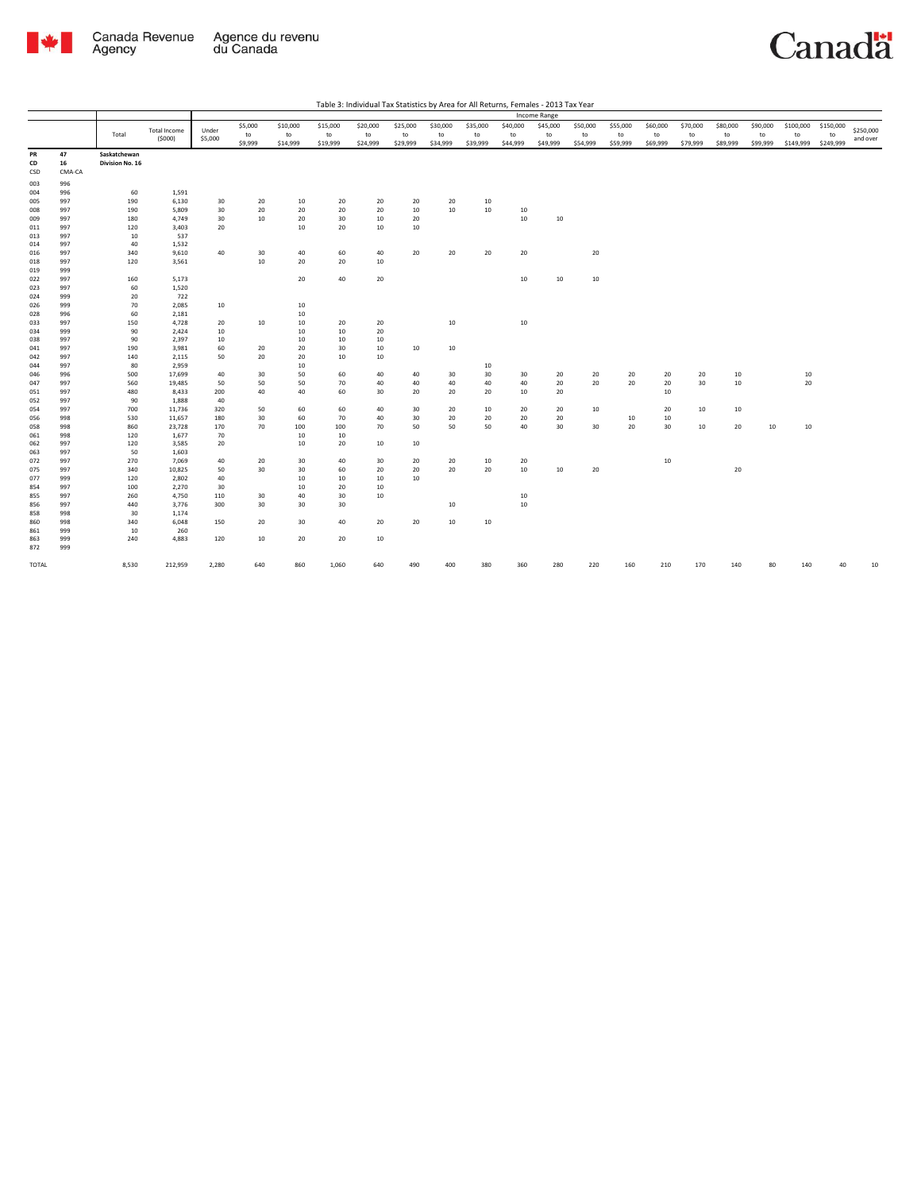Table 3: Individual Tax Statistics by Area for All Returns, Females - 2013 Tax Year

| | | Total | Total Income ($000) | Income Range | | | | | | | | | | | | | | | | | | |
|---|---|---|---|---|---|---|---|---|---|---|---|---|---|---|---|---|---|---|---|---|---|---|
| | | | | Under $5,000 | $5,000 to $9,999 | $10,000 to $14,999 | $15,000 to $19,999 | $20,000 to $24,999 | $25,000 to $29,999 | $30,000 to $34,999 | $35,000 to $39,999 | $40,000 to $44,999 | $45,000 to $49,999 | $50,000 to $54,999 | $55,000 to $59,999 | $60,000 to $69,999 | $70,000 to $79,999 | $80,000 to $89,999 | $90,000 to $99,999 | $100,000 to $149,999 | $150,000 to $249,999 | $250,000 and over |
| **PR** | **47** | **Saskatchewan** | | | | | | | | | | | | | | | | | | | | |
| **CD** | **16** | **Division No. 16** | | | | | | | | | | | | | | | | | | | | |
| CSD | CMA-CA | | | | | | | | | | | | | | | | | | | | | |
| 003 | 996 | | | | | | | | | | | | | | | | | | | | | |
| 004 | 996 | 60 | 1,591 | | | | | | | | | | | | | | | | | | | |
| 005 | 997 | 190 | 6,130 | 30 | 20 | 10 | 20 | 20 | 20 | 20 | 10 | | | | | | | | | | | |
| 008 | 997 | 190 | 5,809 | 30 | 20 | 20 | 20 | 20 | 10 | 10 | 10 | 10 | | | | | | | | | | |
| 009 | 997 | 180 | 4,749 | 30 | 10 | 20 | 30 | 10 | 20 | | | 10 | 10 | | | | | | | | | |
| 011 | 997 | 120 | 3,403 | 20 | | 10 | 20 | 10 | 10 | | | | | | | | | | | | | |
| 013 | 997 | 10 | 537 | | | | | | | | | | | | | | | | | | | |
| 014 | 997 | 40 | 1,532 | | | | | | | | | | | | | | | | | | | |
| 016 | 997 | 340 | 9,610 | 40 | 30 | 40 | 60 | 40 | 20 | 20 | 20 | 20 | | 20 | | | | | | | | |
| 018 | 997 | 120 | 3,561 | | 10 | 20 | 20 | 10 | | | | | | | | | | | | | | |
| 019 | 999 | | | | | | | | | | | | | | | | | | | | | |
| 022 | 997 | 160 | 5,173 | | | 20 | 40 | 20 | | | | 10 | 10 | 10 | | | | | | | | |
| 023 | 997 | 60 | 1,520 | | | | | | | | | | | | | | | | | | | |
| 024 | 999 | 20 | 722 | | | | | | | | | | | | | | | | | | | |
| 026 | 999 | 70 | 2,085 | 10 | | 10 | | | | | | | | | | | | | | | | |
| 028 | 996 | 60 | 2,181 | | | 10 | | | | | | | | | | | | | | | | |
| 033 | 997 | 150 | 4,728 | 20 | 10 | 10 | 20 | 20 | | 10 | | 10 | | | | | | | | | | |
| 034 | 999 | 90 | 2,424 | 10 | | 10 | 10 | 20 | | | | | | | | | | | | | | |
| 038 | 997 | 90 | 2,397 | 10 | | 10 | 10 | 10 | | | | | | | | | | | | | | |
| 041 | 997 | 190 | 3,981 | 60 | 20 | 20 | 30 | 10 | 10 | 10 | | | | | | | | | | | | |
| 042 | 997 | 140 | 2,115 | 50 | 20 | 20 | 10 | 10 | | | | | | | | | | | | | | |
| 044 | 997 | 80 | 2,959 | | | 10 | | | | | 10 | | | | | | | | | | | |
| 046 | 996 | 500 | 17,699 | 40 | 30 | 50 | 60 | 40 | 40 | 30 | 30 | 30 | 20 | 20 | 20 | 20 | 20 | 10 | | 10 | | |
| 047 | 997 | 560 | 19,485 | 50 | 50 | 50 | 70 | 40 | 40 | 40 | 40 | 40 | 20 | 20 | 20 | 20 | 30 | 10 | | 20 | | |
| 051 | 997 | 480 | 8,433 | 200 | 40 | 40 | 60 | 30 | 20 | 20 | 20 | 10 | 20 | | | 10 | | | | | | |
| 052 | 997 | 90 | 1,888 | 40 | | | | | | | | | | | | | | | | | | |
| 054 | 997 | 700 | 11,736 | 320 | 50 | 60 | 60 | 40 | 30 | 20 | 10 | 20 | 20 | 10 | | 20 | 10 | 10 | | | | |
| 056 | 998 | 530 | 11,657 | 180 | 30 | 60 | 70 | 40 | 30 | 20 | 20 | 20 | 20 | | 10 | 10 | | | | | | |
| 058 | 998 | 860 | 23,728 | 170 | 70 | 100 | 100 | 70 | 50 | 50 | 50 | 40 | 30 | 30 | 20 | 30 | 10 | 20 | 10 | 10 | | |
| 061 | 998 | 120 | 1,677 | 70 | | 10 | 10 | | | | | | | | | | | | | | | |
| 062 | 997 | 120 | 3,585 | 20 | | 10 | 20 | 10 | 10 | | | | | | | | | | | | | |
| 063 | 997 | 50 | 1,603 | | | | | | | | | | | | | | | | | | | |
| 072 | 997 | 270 | 7,069 | 40 | 20 | 30 | 40 | 30 | 20 | 20 | 10 | 20 | | | | 10 | | | | | | |
| 075 | 997 | 340 | 10,825 | 50 | 30 | 30 | 60 | 20 | 20 | 20 | 20 | 10 | 10 | 20 | | | | 20 | | | | |
| 077 | 999 | 120 | 2,802 | 40 | | 10 | 10 | 10 | 10 | | | | | | | | | | | | | |
| 854 | 997 | 100 | 2,270 | 30 | | 10 | 20 | 10 | | | | | | | | | | | | | | |
| 855 | 997 | 260 | 4,750 | 110 | 30 | 40 | 30 | 10 | | | | 10 | | | | | | | | | | |
| 856 | 997 | 440 | 3,776 | 300 | 30 | 30 | 30 | | | 10 | | 10 | | | | | | | | | | |
| 858 | 998 | 30 | 1,174 | | | | | | | | | | | | | | | | | | | |
| 860 | 998 | 340 | 6,048 | 150 | 20 | 30 | 40 | 20 | 20 | 10 | 10 | | | | | | | | | | | |
| 861 | 999 | 10 | 260 | | | | | | | | | | | | | | | | | | | |
| 863 | 999 | 240 | 4,883 | 120 | 10 | 20 | 20 | 10 | | | | | | | | | | | | | | |
| 872 | 999 | | | | | | | | | | | | | | | | | | | | | |
| TOTAL | | 8,530 | 212,959 | 2,280 | 640 | 860 | 1,060 | 640 | 490 | 400 | 380 | 360 | 280 | 220 | 160 | 210 | 170 | 140 | 80 | 140 | 40 | 10 |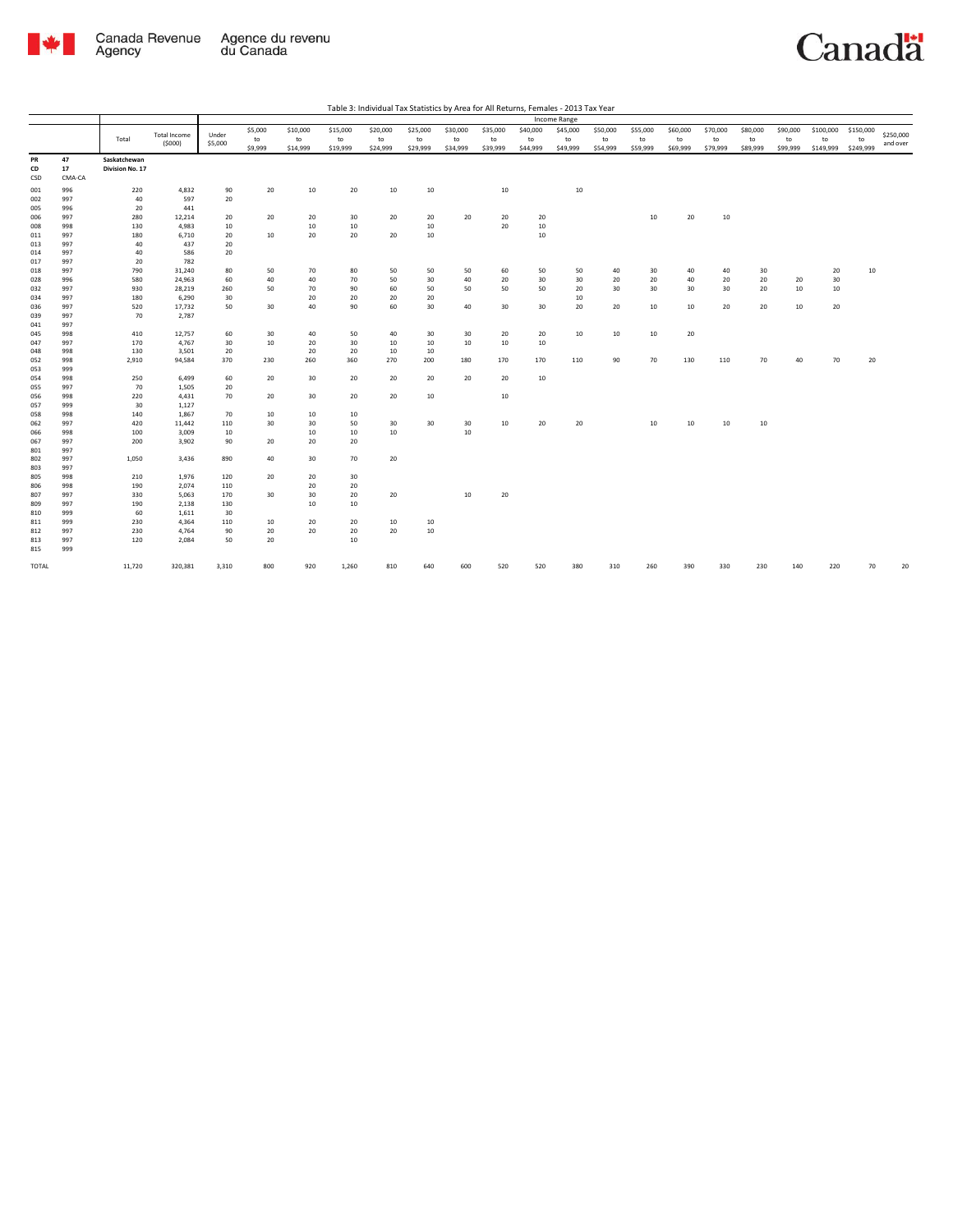Table 3: Individual Tax Statistics by Area for All Returns, Females - 2013 Tax Year

| | | Total | Total Income ($000) | Income Range | | | | | | | | | | | | | | | | | | |
|---|---|---|---|---|---|---|---|---|---|---|---|---|---|---|---|---|---|---|---|---|---|---|
| | | | | Under $5,000 | $5,000 to $9,999 | $10,000 to $14,999 | $15,000 to $19,999 | $20,000 to $24,999 | $25,000 to $29,999 | $30,000 to $34,999 | $35,000 to $39,999 | $40,000 to $44,999 | $45,000 to $49,999 | $50,000 to $54,999 | $55,000 to $59,999 | $60,000 to $69,999 | $70,000 to $79,999 | $80,000 to $89,999 | $90,000 to $99,999 | $100,000 to $149,999 | $150,000 to $249,999 | $250,000 and over |
| PR | 47 | Saskatchewan | | | | | | | | | | | | | | | | | | | | |
| CD | 17 | Division No. 17 | | | | | | | | | | | | | | | | | | | | |
| CSD | CMA-CA | | | | | | | | | | | | | | | | | | | | | |
| 001 | 996 | 220 | 4,832 | 90 | 20 | 10 | 20 | 10 | 10 | | 10 | | 10 | | | | | | | | | |
| 002 | 997 | 40 | 597 | 20 | | | | | | | | | | | | | | | | | | |
| 005 | 996 | 20 | 441 | | | | | | | | | | | | | | | | | | | |
| 006 | 997 | 280 | 12,214 | 20 | 20 | 20 | 30 | 20 | 20 | 20 | 20 | 20 | | | 10 | 20 | 10 | | | | | |
| 008 | 998 | 130 | 4,983 | 10 | | 10 | 10 | | 10 | | 20 | 10 | | | | | | | | | | |
| 011 | 997 | 180 | 6,710 | 20 | 10 | 20 | 20 | 20 | 10 | | | 10 | | | | | | | | | | |
| 013 | 997 | 40 | 437 | 20 | | | | | | | | | | | | | | | | | | |
| 014 | 997 | 40 | 586 | 20 | | | | | | | | | | | | | | | | | | |
| 017 | 997 | 20 | 782 | | | | | | | | | | | | | | | | | | | |
| 018 | 997 | 790 | 31,240 | 80 | 50 | 70 | 80 | 50 | 50 | 50 | 60 | 50 | 50 | 40 | 30 | 40 | 40 | 30 | | 20 | 10 | |
| 028 | 996 | 580 | 24,963 | 60 | 40 | 40 | 70 | 50 | 30 | 40 | 20 | 30 | 30 | 20 | 20 | 40 | 20 | 20 | 20 | 30 | | |
| 032 | 997 | 930 | 28,219 | 260 | 50 | 70 | 90 | 60 | 50 | 50 | 50 | 50 | 20 | 30 | 30 | 30 | 30 | 20 | 10 | 10 | | |
| 034 | 997 | 180 | 6,290 | 30 | | 20 | 20 | 20 | 20 | | | | 10 | | | | | | | | | |
| 036 | 997 | 520 | 17,732 | 50 | 30 | 40 | 90 | 60 | 30 | 40 | 30 | 30 | 20 | 20 | 10 | 10 | 20 | 20 | 10 | 20 | | |
| 039 | 997 | 70 | 2,787 | | | | | | | | | | | | | | | | | | | |
| 041 | 997 | | | | | | | | | | | | | | | | | | | | | |
| 045 | 998 | 410 | 12,757 | 60 | 30 | 40 | 50 | 40 | 30 | 30 | 20 | 20 | 10 | 10 | 10 | 20 | | | | | | |
| 047 | 997 | 170 | 4,767 | 30 | 10 | 20 | 30 | 10 | 10 | 10 | 10 | 10 | | | | | | | | | | |
| 048 | 998 | 130 | 3,501 | 20 | | 20 | 20 | 10 | 10 | | | | | | | | | | | | | |
| 052 | 998 | 2,910 | 94,584 | 370 | 230 | 260 | 360 | 270 | 200 | 180 | 170 | 170 | 110 | 90 | 70 | 130 | 110 | 70 | 40 | 70 | 20 | |
| 053 | 999 | | | | | | | | | | | | | | | | | | | | | |
| 054 | 998 | 250 | 6,499 | 60 | 20 | 30 | 20 | 20 | 20 | 20 | 20 | 10 | | | | | | | | | | |
| 055 | 997 | 70 | 1,505 | 20 | | | | | | | | | | | | | | | | | | |
| 056 | 998 | 220 | 4,431 | 70 | 20 | 30 | 20 | 20 | 10 | | 10 | | | | | | | | | | | |
| 057 | 999 | 30 | 1,127 | | | | | | | | | | | | | | | | | | | |
| 058 | 998 | 140 | 1,867 | 70 | 10 | 10 | 10 | | | | | | | | | | | | | | | |
| 062 | 997 | 420 | 11,442 | 110 | 30 | 30 | 50 | 30 | 30 | 30 | 10 | 20 | 20 | | 10 | 10 | 10 | 10 | | | | |
| 066 | 998 | 100 | 3,009 | 10 | | 10 | 10 | 10 | | 10 | | | | | | | | | | | | |
| 067 | 997 | 200 | 3,902 | 90 | 20 | 20 | 20 | | | | | | | | | | | | | | | |
| 801 | 997 | | | | | | | | | | | | | | | | | | | | | |
| 802 | 997 | 1,050 | 3,436 | 890 | 40 | 30 | 70 | 20 | | | | | | | | | | | | | | |
| 803 | 997 | | | | | | | | | | | | | | | | | | | | | |
| 805 | 998 | 210 | 1,976 | 120 | 20 | 20 | 30 | | | | | | | | | | | | | | | |
| 806 | 998 | 190 | 2,074 | 110 | | 20 | 20 | | | | | | | | | | | | | | | |
| 807 | 997 | 330 | 5,063 | 170 | 30 | 30 | 20 | 20 | | 10 | 20 | | | | | | | | | | | |
| 809 | 997 | 190 | 2,138 | 130 | | 10 | 10 | | | | | | | | | | | | | | | |
| 810 | 999 | 60 | 1,611 | 30 | | | | | | | | | | | | | | | | | | |
| 811 | 999 | 230 | 4,364 | 110 | 10 | 20 | 20 | 10 | 10 | | | | | | | | | | | | | |
| 812 | 997 | 230 | 4,764 | 90 | 20 | 20 | 20 | 20 | 10 | | | | | | | | | | | | | |
| 813 | 997 | 120 | 2,084 | 50 | 20 | | 10 | | | | | | | | | | | | | | | |
| 815 | 999 | | | | | | | | | | | | | | | | | | | | | |
| TOTAL | | 11,720 | 320,381 | 3,310 | 800 | 920 | 1,260 | 810 | 640 | 600 | 520 | 520 | 380 | 310 | 260 | 390 | 330 | 230 | 140 | 220 | 70 | 20 |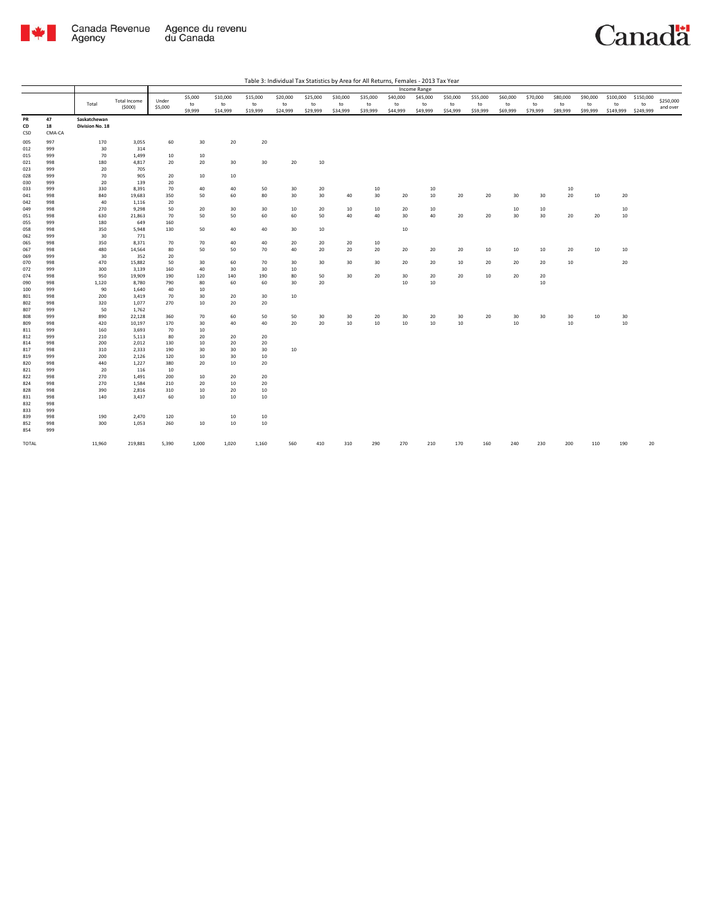Table 3: Individual Tax Statistics by Area for All Returns, Females - 2013 Tax Year

| | | | | Income Range | | | | | | | | | | | | | | | | | | |
|---|---|---|---|---|---|---|---|---|---|---|---|---|---|---|---|---|---|---|---|---|---|---|
| | | Total | Total Income ($000) | Under $5,000 | $5,000 to $9,999 | $10,000 to $14,999 | $15,000 to $19,999 | $20,000 to $24,999 | $25,000 to $29,999 | $30,000 to $34,999 | $35,000 to $39,999 | $40,000 to $44,999 | $45,000 to $49,999 | $50,000 to $54,999 | $55,000 to $59,999 | $60,000 to $69,999 | $70,000 to $79,999 | $80,000 to $89,999 | $90,000 to $99,999 | $100,000 to $149,999 | $150,000 to $249,999 | $250,000 and over |
| PR | 47 | Saskatchewan | | | | | | | | | | | | | | | | | | | | |
| CD | 18 | Division No. 18 | | | | | | | | | | | | | | | | | | | | |
| CSD | CMA-CA | | | | | | | | | | | | | | | | | | | | | |
| 005 | 997 | 170 | 3,055 | 60 | 30 | 20 | 20 | | | | | | | | | | | | | | | |
| 012 | 999 | 30 | 314 | | | | | | | | | | | | | | | | | | | |
| 015 | 999 | 70 | 1,499 | 10 | 10 | | | | | | | | | | | | | | | | | |
| 021 | 998 | 180 | 4,817 | 20 | 20 | 30 | 30 | 20 | 10 | | | | | | | | | | | | | |
| 023 | 999 | 20 | 705 | | | | | | | | | | | | | | | | | | | |
| 028 | 999 | 70 | 905 | 20 | 10 | 10 | | | | | | | | | | | | | | | | |
| 030 | 999 | 20 | 139 | 20 | | | | | | | | | | | | | | | | | | |
| 033 | 999 | 330 | 8,391 | 70 | 40 | 40 | 50 | 30 | 20 | | 10 | | 10 | | | | | 10 | | | | |
| 041 | 998 | 840 | 19,683 | 350 | 50 | 60 | 80 | 30 | 30 | 40 | 30 | 20 | 10 | 20 | 20 | 30 | 30 | 20 | 10 | 20 | | |
| 042 | 998 | 40 | 1,116 | 20 | | | | | | | | | | | | | | | | | | |
| 049 | 998 | 270 | 9,298 | 50 | 20 | 30 | 30 | 10 | 20 | 10 | 10 | 20 | 10 | | | 10 | 10 | | | 10 | | |
| 051 | 998 | 630 | 21,863 | 70 | 50 | 50 | 60 | 60 | 50 | 40 | 40 | 30 | 40 | 20 | 20 | 30 | 30 | 20 | 20 | 10 | | |
| 055 | 999 | 180 | 649 | 160 | | | | | | | | | | | | | | | | | | |
| 058 | 998 | 350 | 5,948 | 130 | 50 | 40 | 40 | 30 | 10 | | | 10 | | | | | | | | | | |
| 062 | 999 | 30 | 771 | | | | | | | | | | | | | | | | | | | |
| 065 | 998 | 350 | 8,371 | 70 | 70 | 40 | 40 | 20 | 20 | 20 | 10 | | | | | | | | | | | |
| 067 | 998 | 480 | 14,564 | 80 | 50 | 50 | 70 | 40 | 20 | 20 | 20 | 20 | 20 | 20 | 10 | 10 | 10 | 20 | 10 | 10 | | |
| 069 | 999 | 30 | 352 | 20 | | | | | | | | | | | | | | | | | | |
| 070 | 998 | 470 | 15,882 | 50 | 30 | 60 | 70 | 30 | 30 | 30 | 30 | 20 | 20 | 10 | 20 | 20 | 20 | 10 | | 20 | | |
| 072 | 999 | 300 | 3,139 | 160 | 40 | 30 | 30 | 10 | | | | | | | | | | | | | | |
| 074 | 998 | 950 | 19,909 | 190 | 120 | 140 | 190 | 80 | 50 | 30 | 20 | 30 | 20 | 20 | 10 | 20 | 20 | | | | | |
| 090 | 998 | 1,120 | 8,780 | 790 | 80 | 60 | 60 | 30 | 20 | | | 10 | 10 | | | | 10 | | | | | |
| 100 | 999 | 90 | 1,640 | 40 | 10 | | | | | | | | | | | | | | | | | |
| 801 | 998 | 200 | 3,419 | 70 | 30 | 20 | 30 | 10 | | | | | | | | | | | | | | |
| 802 | 998 | 320 | 1,077 | 270 | 10 | 20 | 20 | | | | | | | | | | | | | | | |
| 807 | 999 | 50 | 1,762 | | | | | | | | | | | | | | | | | | | |
| 808 | 999 | 890 | 22,128 | 360 | 70 | 60 | 50 | 50 | 30 | 30 | 20 | 30 | 20 | 30 | 20 | 30 | 30 | 30 | 10 | 30 | | |
| 809 | 998 | 420 | 10,197 | 170 | 30 | 40 | 40 | 20 | 20 | 10 | 10 | 10 | 10 | 10 | | 10 | | 10 | | 10 | | |
| 811 | 999 | 160 | 3,693 | 70 | 10 | | | | | | | | | | | | | | | | | |
| 812 | 999 | 210 | 5,113 | 80 | 20 | 20 | 20 | | | | | | | | | | | | | | | |
| 814 | 998 | 200 | 2,012 | 130 | 10 | 20 | 20 | | | | | | | | | | | | | | | |
| 817 | 998 | 310 | 2,333 | 190 | 30 | 30 | 30 | 10 | | | | | | | | | | | | | | |
| 819 | 999 | 200 | 2,126 | 120 | 10 | 30 | 10 | | | | | | | | | | | | | | | |
| 820 | 998 | 440 | 1,227 | 380 | 20 | 10 | 20 | | | | | | | | | | | | | | | |
| 821 | 999 | 20 | 116 | 10 | | | | | | | | | | | | | | | | | | |
| 822 | 998 | 270 | 1,491 | 200 | 10 | 20 | 20 | | | | | | | | | | | | | | | |
| 824 | 998 | 270 | 1,584 | 210 | 20 | 10 | 20 | | | | | | | | | | | | | | | |
| 828 | 998 | 390 | 2,816 | 310 | 10 | 20 | 10 | | | | | | | | | | | | | | | |
| 831 | 998 | 140 | 3,437 | 60 | 10 | 10 | 10 | | | | | | | | | | | | | | | |
| 832 | 998 | | | | | | | | | | | | | | | | | | | | | |
| 833 | 999 | | | | | | | | | | | | | | | | | | | | | |
| 839 | 998 | 190 | 2,470 | 120 | | 10 | 10 | | | | | | | | | | | | | | | |
| 852 | 998 | 300 | 1,053 | 260 | 10 | 10 | 10 | | | | | | | | | | | | | | | |
| 854 | 999 | | | | | | | | | | | | | | | | | | | | | |
| TOTAL | | 11,960 | 219,881 | 5,390 | 1,000 | 1,020 | 1,160 | 560 | 410 | 310 | 290 | 270 | 210 | 170 | 160 | 240 | 230 | 200 | 110 | 190 | 20 | |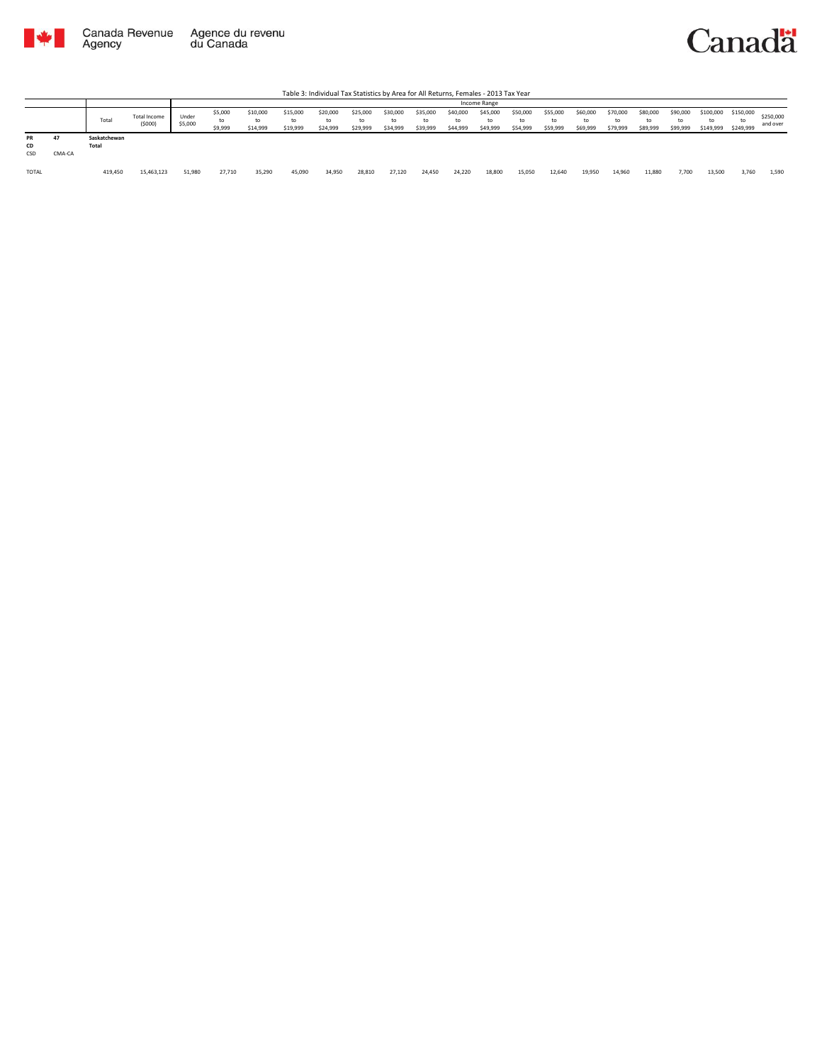Canada Revenue Agency | Agence du revenu du Canada

Table 3: Individual Tax Statistics by Area for All Returns, Females - 2013 Tax Year

| | | | | Income Range | | | | | | | | | | | | | | | | | | | |
|---|---|---|---|---|---|---|---|---|---|---|---|---|---|---|---|---|---|---|---|---|---|---|---|
| | | Total | Total Income ($000) | Under $5,000 | $5,000 to $9,999 | $10,000 to $14,999 | $15,000 to $19,999 | $20,000 to $24,999 | $25,000 to $29,999 | $30,000 to $34,999 | $35,000 to $39,999 | $40,000 to $44,999 | $45,000 to $49,999 | $50,000 to $54,999 | $55,000 to $59,999 | $60,000 to $69,999 | $70,000 to $79,999 | $80,000 to $89,999 | $90,000 to $99,999 | $100,000 to $149,999 | $150,000 to $249,999 | $250,000 and over |
| PR | 47 | Saskatchewan | | | | | | | | | | | | | | | | | | | | | |
| CD | | Total | | | | | | | | | | | | | | | | | | | | | |
| CSD | CMA-CA | | | | | | | | | | | | | | | | | | | | | | |
| TOTAL | | 419,450 | 15,463,123 | 51,980 | 27,710 | 35,290 | 45,090 | 34,950 | 28,810 | 27,120 | 24,450 | 24,220 | 18,800 | 15,050 | 12,640 | 19,950 | 14,960 | 11,880 | 7,700 | 13,500 | 3,760 | 1,590 |